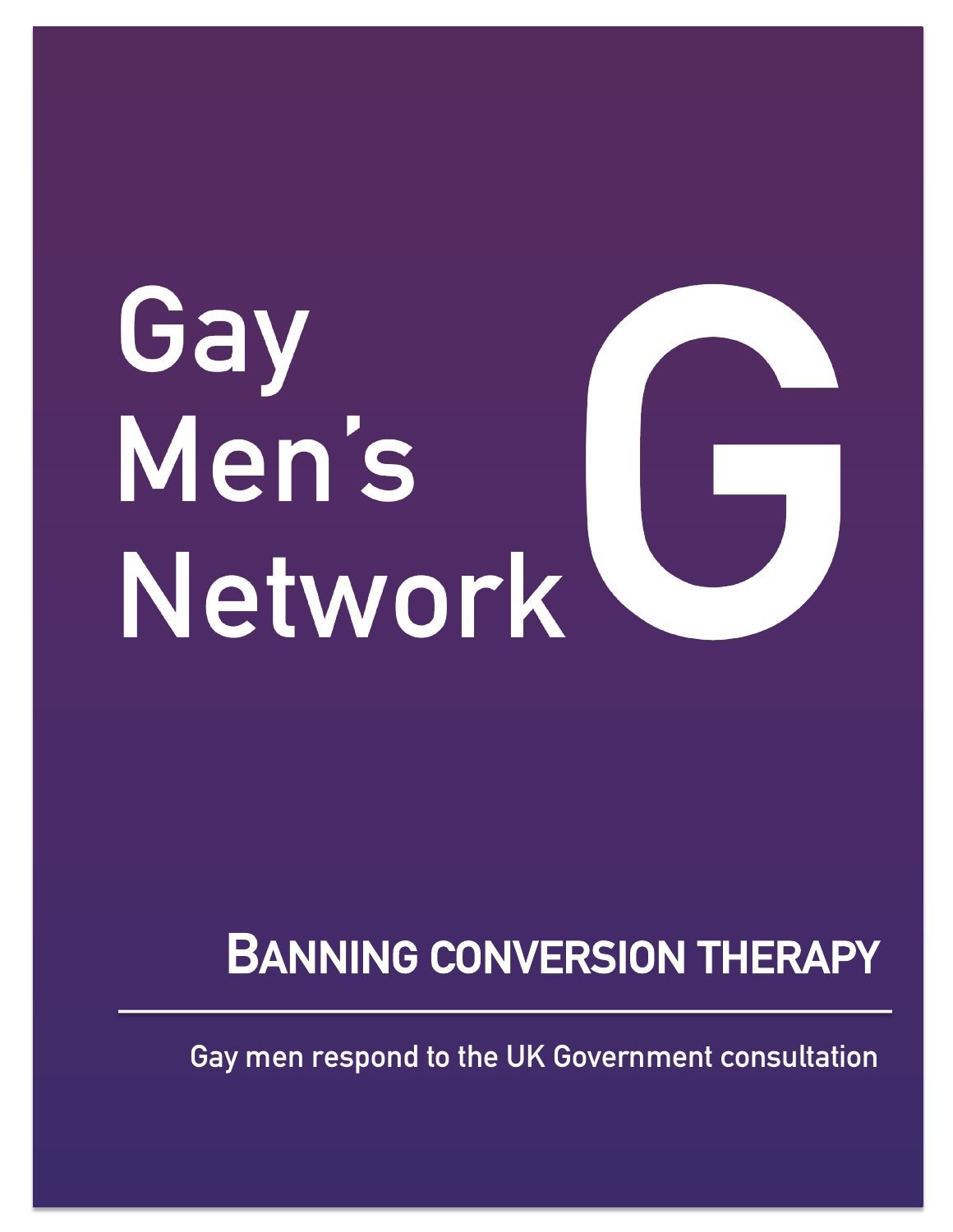# Gay Men's Network

## Banning conversion therapy

Gay men respond to the UK Government consultation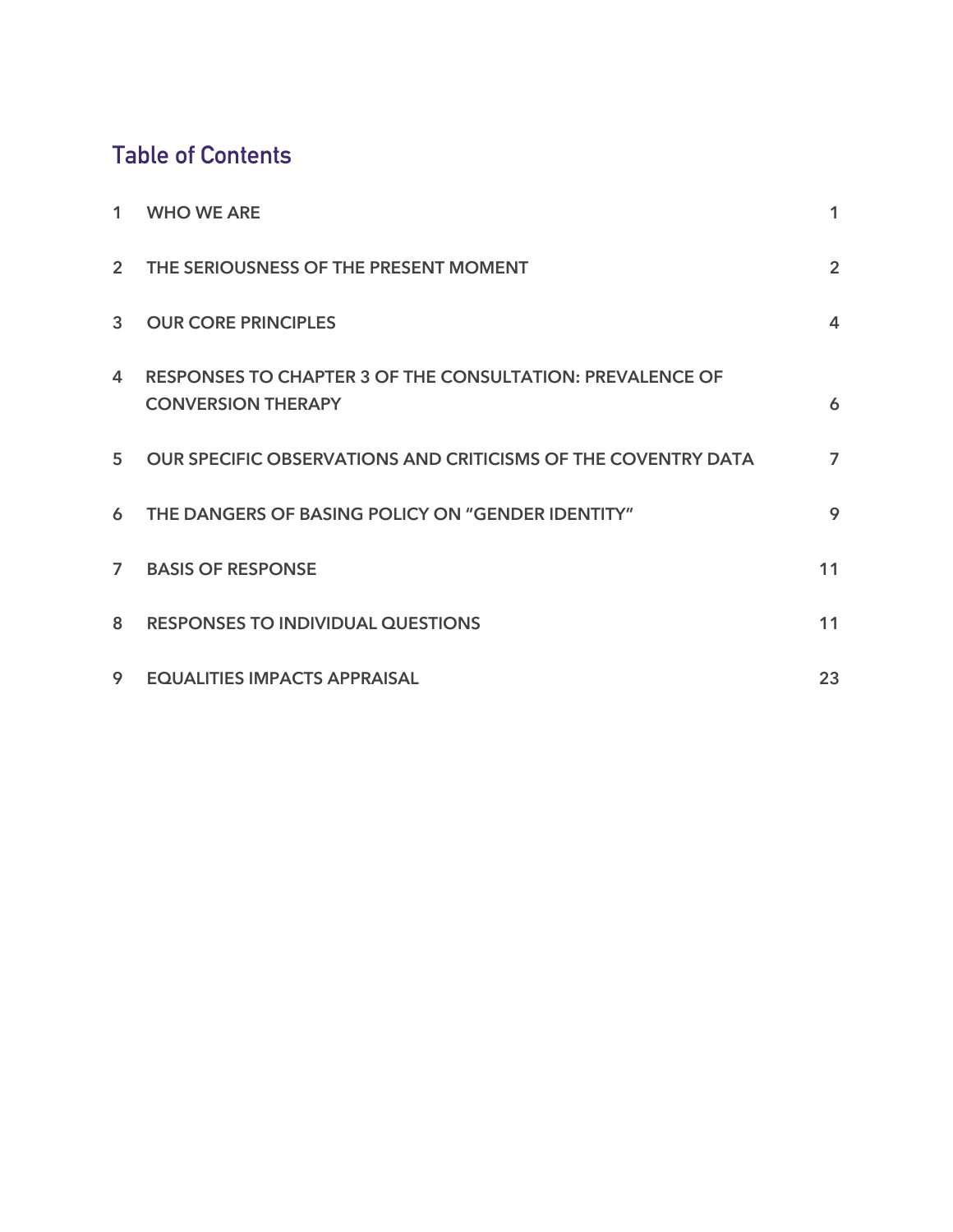## Table of Contents

| | | |
|---|---|---|
| 1 | WHO WE ARE | 1 |
| 2 | THE SERIOUSNESS OF THE PRESENT MOMENT | 2 |
| 3 | OUR CORE PRINCIPLES | 4 |
| 4 | RESPONSES TO CHAPTER 3 OF THE CONSULTATION: PREVALENCE OF CONVERSION THERAPY | 6 |
| 5 | OUR SPECIFIC OBSERVATIONS AND CRITICISMS OF THE COVENTRY DATA | 7 |
| 6 | THE DANGERS OF BASING POLICY ON "GENDER IDENTITY" | 9 |
| 7 | BASIS OF RESPONSE | 11 |
| 8 | RESPONSES TO INDIVIDUAL QUESTIONS | 11 |
| 9 | EQUALITIES IMPACTS APPRAISAL | 23 |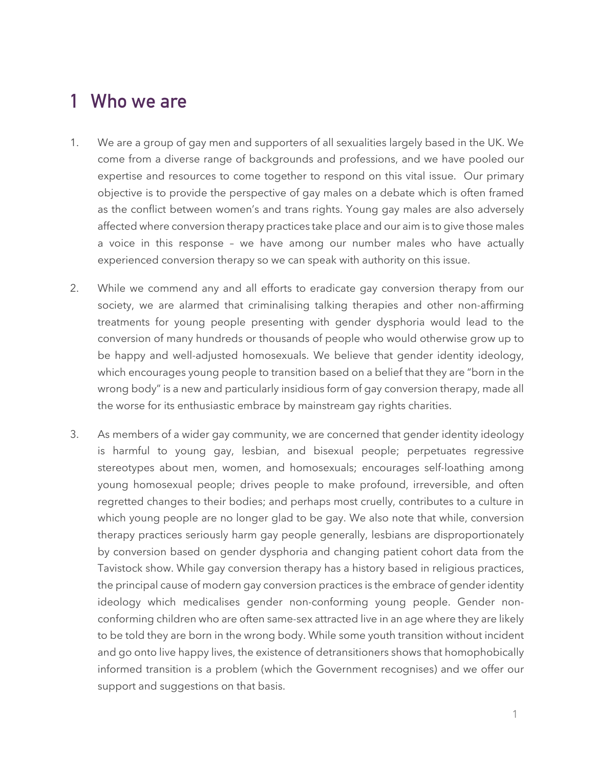# 1 Who we are

1. We are a group of gay men and supporters of all sexualities largely based in the UK. We come from a diverse range of backgrounds and professions, and we have pooled our expertise and resources to come together to respond on this vital issue. Our primary objective is to provide the perspective of gay males on a debate which is often framed as the conflict between women's and trans rights. Young gay males are also adversely affected where conversion therapy practices take place and our aim is to give those males a voice in this response – we have among our number males who have actually experienced conversion therapy so we can speak with authority on this issue.

2. While we commend any and all efforts to eradicate gay conversion therapy from our society, we are alarmed that criminalising talking therapies and other non-affirming treatments for young people presenting with gender dysphoria would lead to the conversion of many hundreds or thousands of people who would otherwise grow up to be happy and well-adjusted homosexuals. We believe that gender identity ideology, which encourages young people to transition based on a belief that they are "born in the wrong body" is a new and particularly insidious form of gay conversion therapy, made all the worse for its enthusiastic embrace by mainstream gay rights charities.

3. As members of a wider gay community, we are concerned that gender identity ideology is harmful to young gay, lesbian, and bisexual people; perpetuates regressive stereotypes about men, women, and homosexuals; encourages self-loathing among young homosexual people; drives people to make profound, irreversible, and often regretted changes to their bodies; and perhaps most cruelly, contributes to a culture in which young people are no longer glad to be gay. We also note that while, conversion therapy practices seriously harm gay people generally, lesbians are disproportionately by conversion based on gender dysphoria and changing patient cohort data from the Tavistock show. While gay conversion therapy has a history based in religious practices, the principal cause of modern gay conversion practices is the embrace of gender identity ideology which medicalises gender non-conforming young people. Gender non-conforming children who are often same-sex attracted live in an age where they are likely to be told they are born in the wrong body. While some youth transition without incident and go onto live happy lives, the existence of detransitioners shows that homophobically informed transition is a problem (which the Government recognises) and we offer our support and suggestions on that basis.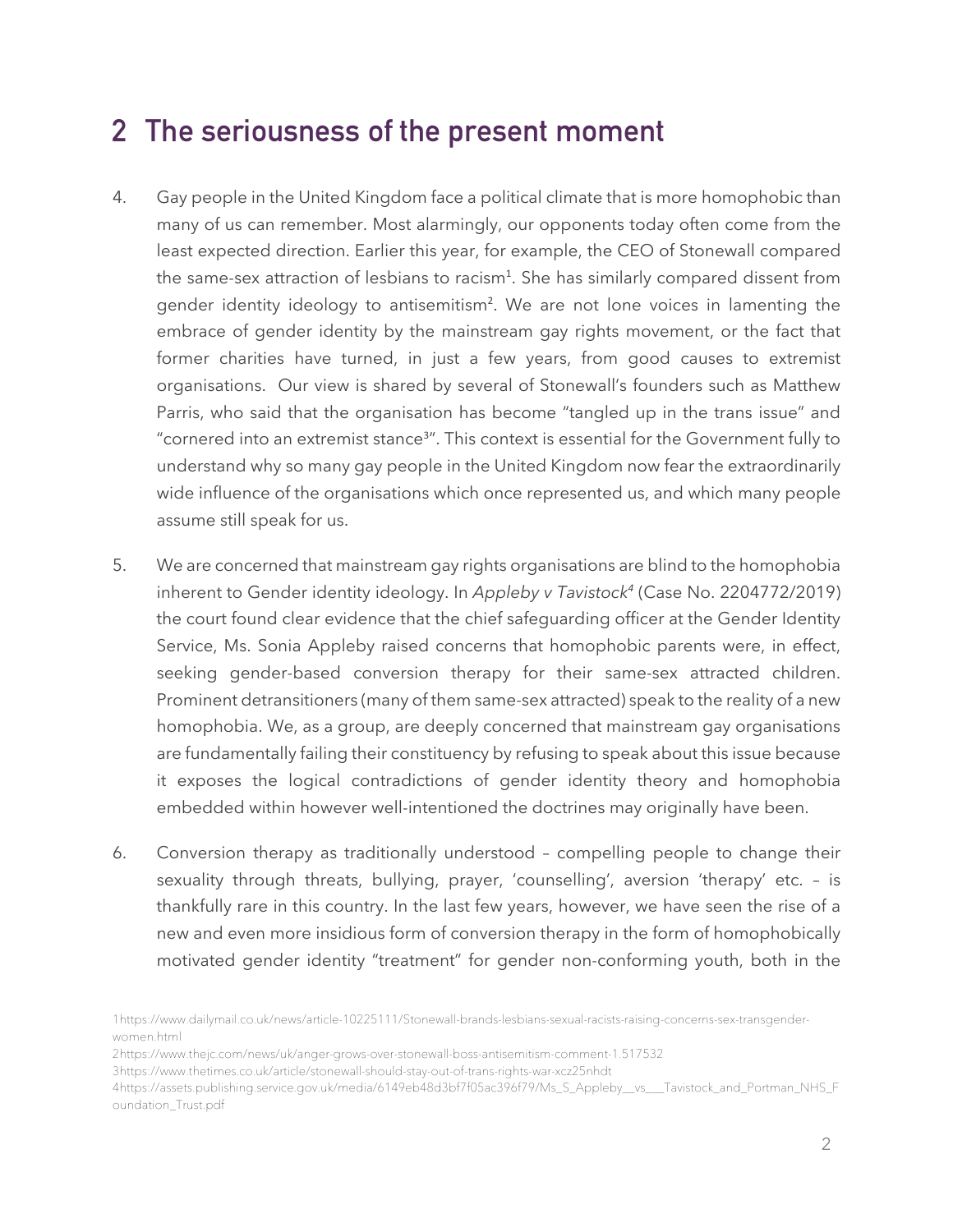## 2 The seriousness of the present moment

4. Gay people in the United Kingdom face a political climate that is more homophobic than many of us can remember. Most alarmingly, our opponents today often come from the least expected direction. Earlier this year, for example, the CEO of Stonewall compared the same-sex attraction of lesbians to racism[1]. She has similarly compared dissent from gender identity ideology to antisemitism[2]. We are not lone voices in lamenting the embrace of gender identity by the mainstream gay rights movement, or the fact that former charities have turned, in just a few years, from good causes to extremist organisations. Our view is shared by several of Stonewall's founders such as Matthew Parris, who said that the organisation has become "tangled up in the trans issue" and "cornered into an extremist stance[3]". This context is essential for the Government fully to understand why so many gay people in the United Kingdom now fear the extraordinarily wide influence of the organisations which once represented us, and which many people assume still speak for us.

5. We are concerned that mainstream gay rights organisations are blind to the homophobia inherent to Gender identity ideology. In *Appleby v Tavistock*[4] (Case No. 2204772/2019) the court found clear evidence that the chief safeguarding officer at the Gender Identity Service, Ms. Sonia Appleby raised concerns that homophobic parents were, in effect, seeking gender-based conversion therapy for their same-sex attracted children. Prominent detransitioners (many of them same-sex attracted) speak to the reality of a new homophobia. We, as a group, are deeply concerned that mainstream gay organisations are fundamentally failing their constituency by refusing to speak about this issue because it exposes the logical contradictions of gender identity theory and homophobia embedded within however well-intentioned the doctrines may originally have been.

6. Conversion therapy as traditionally understood – compelling people to change their sexuality through threats, bullying, prayer, 'counselling', aversion 'therapy' etc. – is thankfully rare in this country. In the last few years, however, we have seen the rise of a new and even more insidious form of conversion therapy in the form of homophobically motivated gender identity "treatment" for gender non-conforming youth, both in the

1 https://www.dailymail.co.uk/news/article-10225111/Stonewall-brands-lesbians-sexual-racists-raising-concerns-sex-transgender-women.html

2 https://www.thejc.com/news/uk/anger-grows-over-stonewall-boss-antisemitism-comment-1.517532

3 https://www.thetimes.co.uk/article/stonewall-should-stay-out-of-trans-rights-war-xcz25nhdt

4 https://assets.publishing.service.gov.uk/media/6149eb48d3bf7f05ac396f79/Ms_S_Appleby__vs___Tavistock_and_Portman_NHS_Foundation_Trust.pdf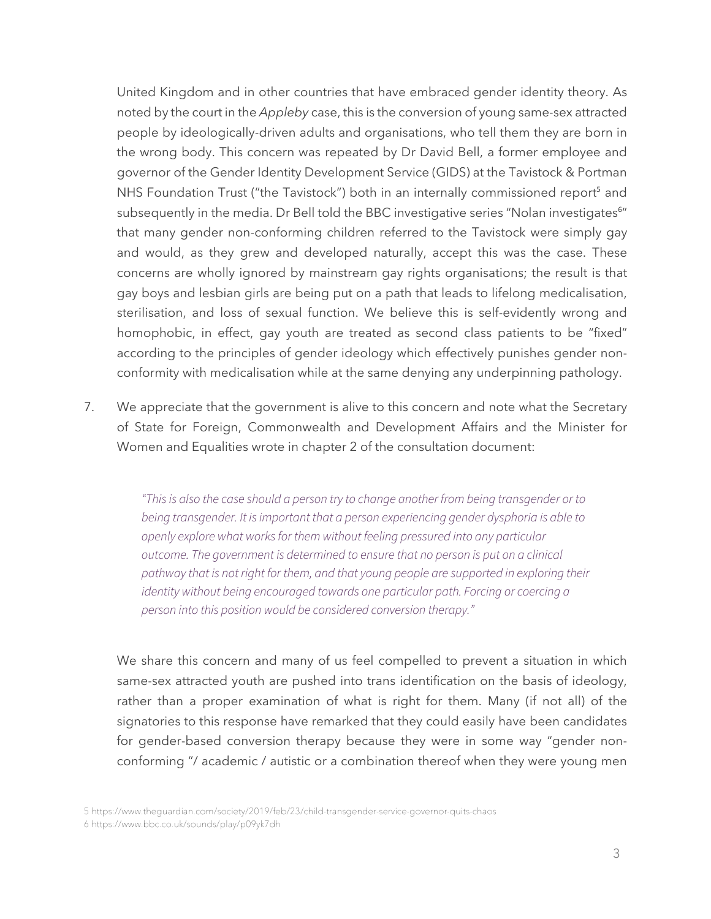United Kingdom and in other countries that have embraced gender identity theory. As noted by the court in the *Appleby* case, this is the conversion of young same-sex attracted people by ideologically-driven adults and organisations, who tell them they are born in the wrong body. This concern was repeated by Dr David Bell, a former employee and governor of the Gender Identity Development Service (GIDS) at the Tavistock & Portman NHS Foundation Trust ("the Tavistock") both in an internally commissioned report[5] and subsequently in the media. Dr Bell told the BBC investigative series "Nolan investigates[6]" that many gender non-conforming children referred to the Tavistock were simply gay and would, as they grew and developed naturally, accept this was the case. These concerns are wholly ignored by mainstream gay rights organisations; the result is that gay boys and lesbian girls are being put on a path that leads to lifelong medicalisation, sterilisation, and loss of sexual function. We believe this is self-evidently wrong and homophobic, in effect, gay youth are treated as second class patients to be "fixed" according to the principles of gender ideology which effectively punishes gender non-conformity with medicalisation while at the same denying any underpinning pathology.

7. We appreciate that the government is alive to this concern and note what the Secretary of State for Foreign, Commonwealth and Development Affairs and the Minister for Women and Equalities wrote in chapter 2 of the consultation document:

> *"This is also the case should a person try to change another from being transgender or to being transgender. It is important that a person experiencing gender dysphoria is able to openly explore what works for them without feeling pressured into any particular outcome. The government is determined to ensure that no person is put on a clinical pathway that is not right for them, and that young people are supported in exploring their identity without being encouraged towards one particular path. Forcing or coercing a person into this position would be considered conversion therapy."*

We share this concern and many of us feel compelled to prevent a situation in which same-sex attracted youth are pushed into trans identification on the basis of ideology, rather than a proper examination of what is right for them. Many (if not all) of the signatories to this response have remarked that they could easily have been candidates for gender-based conversion therapy because they were in some way "gender non-conforming "/ academic / autistic or a combination thereof when they were young men

5 https://www.theguardian.com/society/2019/feb/23/child-transgender-service-governor-quits-chaos
6 https://www.bbc.co.uk/sounds/play/p09yk7dh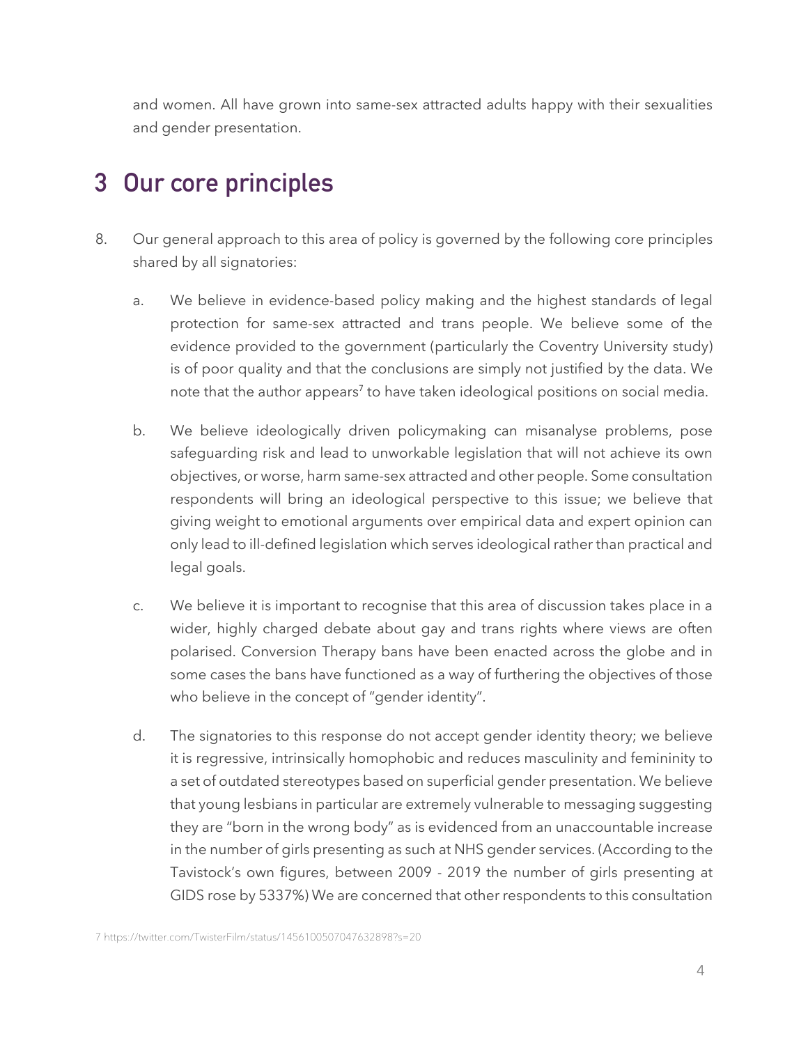and women. All have grown into same-sex attracted adults happy with their sexualities and gender presentation.

## 3 Our core principles

8. Our general approach to this area of policy is governed by the following core principles shared by all signatories:

    a. We believe in evidence-based policy making and the highest standards of legal protection for same-sex attracted and trans people. We believe some of the evidence provided to the government (particularly the Coventry University study) is of poor quality and that the conclusions are simply not justified by the data. We note that the author appears[7] to have taken ideological positions on social media.

    b. We believe ideologically driven policymaking can misanalyse problems, pose safeguarding risk and lead to unworkable legislation that will not achieve its own objectives, or worse, harm same-sex attracted and other people. Some consultation respondents will bring an ideological perspective to this issue; we believe that giving weight to emotional arguments over empirical data and expert opinion can only lead to ill-defined legislation which serves ideological rather than practical and legal goals.

    c. We believe it is important to recognise that this area of discussion takes place in a wider, highly charged debate about gay and trans rights where views are often polarised. Conversion Therapy bans have been enacted across the globe and in some cases the bans have functioned as a way of furthering the objectives of those who believe in the concept of "gender identity".

    d. The signatories to this response do not accept gender identity theory; we believe it is regressive, intrinsically homophobic and reduces masculinity and femininity to a set of outdated stereotypes based on superficial gender presentation. We believe that young lesbians in particular are extremely vulnerable to messaging suggesting they are "born in the wrong body" as is evidenced from an unaccountable increase in the number of girls presenting as such at NHS gender services. (According to the Tavistock's own figures, between 2009 - 2019 the number of girls presenting at GIDS rose by 5337%) We are concerned that other respondents to this consultation

7 https://twitter.com/TwisterFilm/status/1456100507047632898?s=20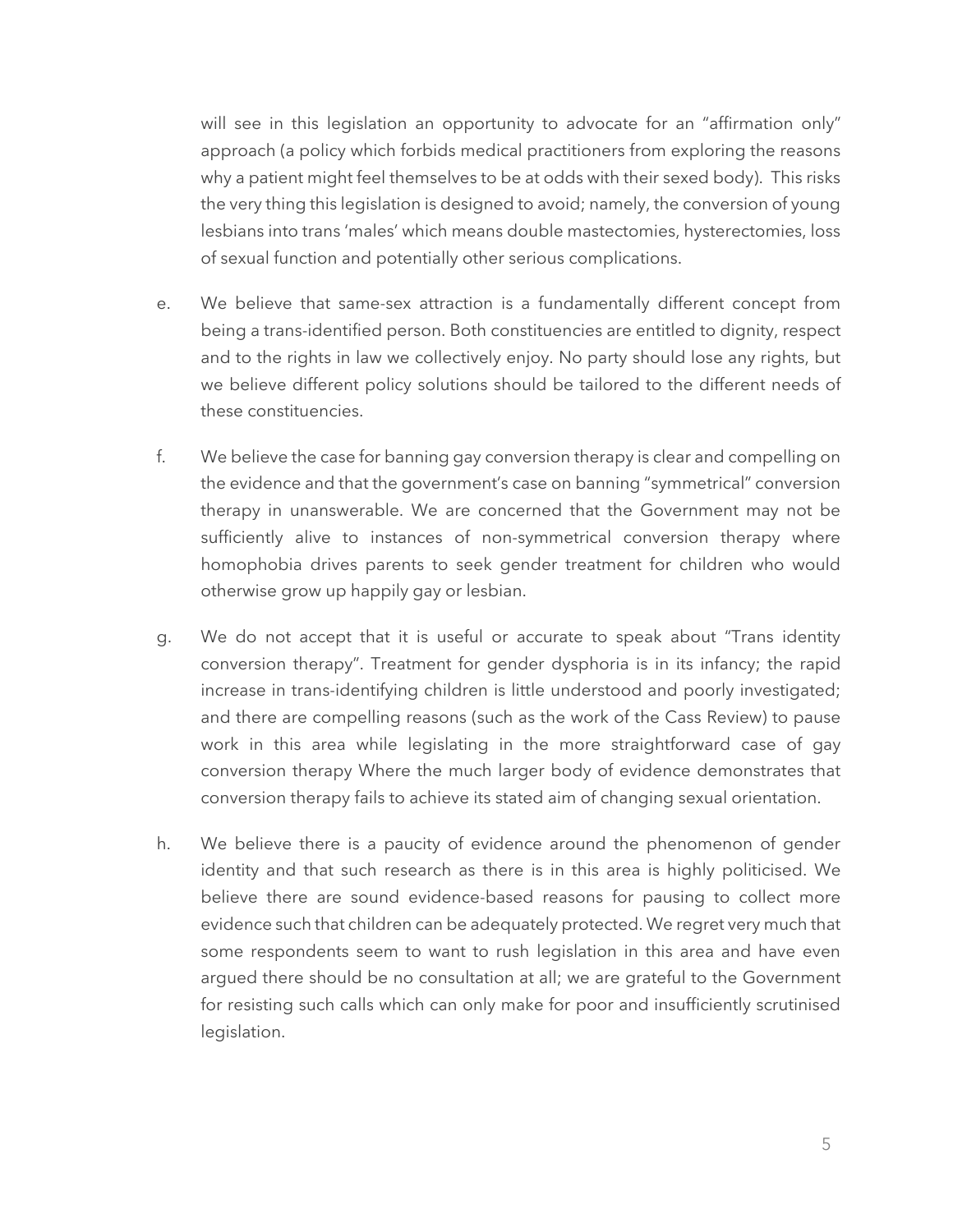will see in this legislation an opportunity to advocate for an "affirmation only" approach (a policy which forbids medical practitioners from exploring the reasons why a patient might feel themselves to be at odds with their sexed body). This risks the very thing this legislation is designed to avoid; namely, the conversion of young lesbians into trans 'males' which means double mastectomies, hysterectomies, loss of sexual function and potentially other serious complications.

e. We believe that same-sex attraction is a fundamentally different concept from being a trans-identified person. Both constituencies are entitled to dignity, respect and to the rights in law we collectively enjoy. No party should lose any rights, but we believe different policy solutions should be tailored to the different needs of these constituencies.

f. We believe the case for banning gay conversion therapy is clear and compelling on the evidence and that the government's case on banning "symmetrical" conversion therapy in unanswerable. We are concerned that the Government may not be sufficiently alive to instances of non-symmetrical conversion therapy where homophobia drives parents to seek gender treatment for children who would otherwise grow up happily gay or lesbian.

g. We do not accept that it is useful or accurate to speak about "Trans identity conversion therapy". Treatment for gender dysphoria is in its infancy; the rapid increase in trans-identifying children is little understood and poorly investigated; and there are compelling reasons (such as the work of the Cass Review) to pause work in this area while legislating in the more straightforward case of gay conversion therapy Where the much larger body of evidence demonstrates that conversion therapy fails to achieve its stated aim of changing sexual orientation.

h. We believe there is a paucity of evidence around the phenomenon of gender identity and that such research as there is in this area is highly politicised. We believe there are sound evidence-based reasons for pausing to collect more evidence such that children can be adequately protected. We regret very much that some respondents seem to want to rush legislation in this area and have even argued there should be no consultation at all; we are grateful to the Government for resisting such calls which can only make for poor and insufficiently scrutinised legislation.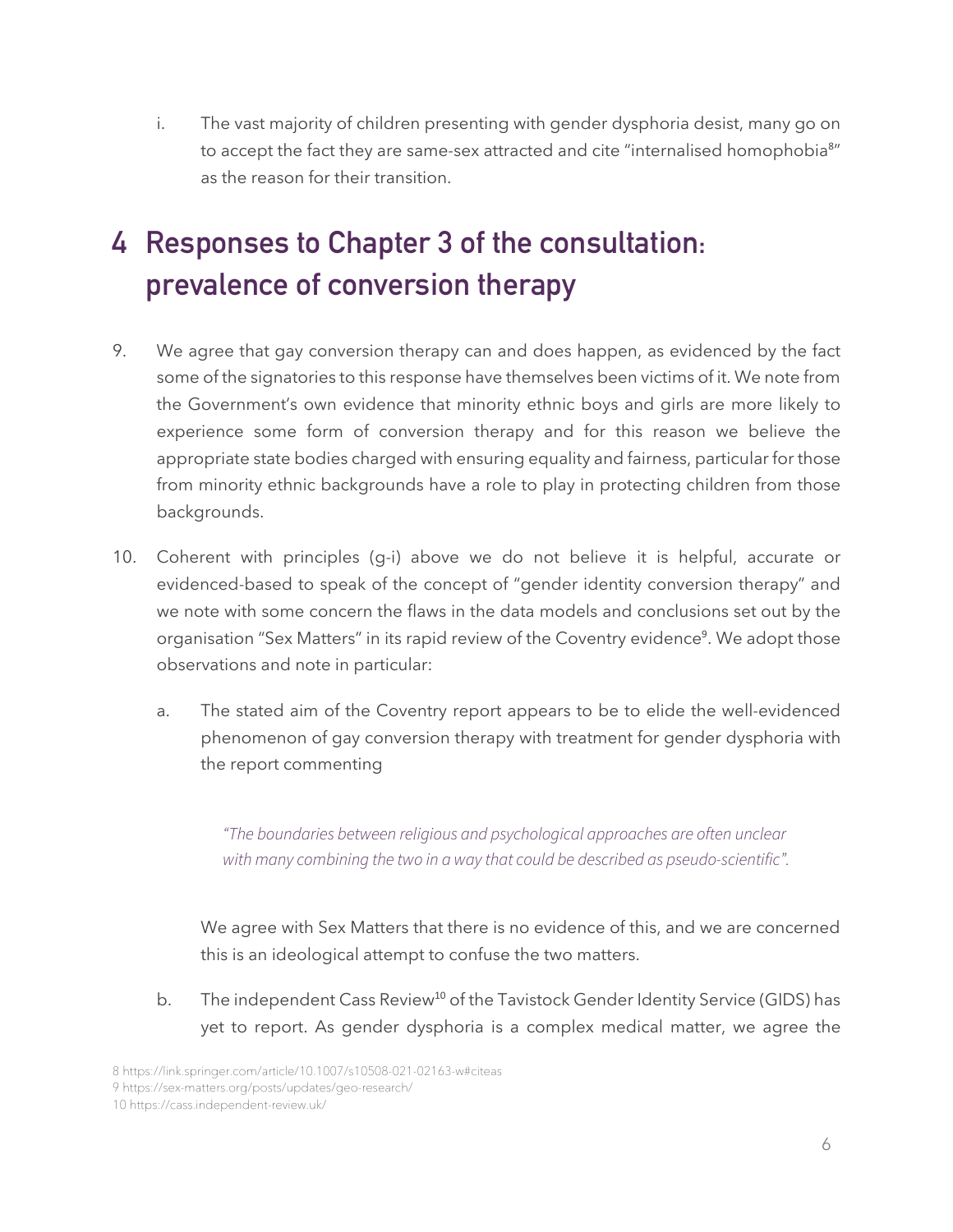i. The vast majority of children presenting with gender dysphoria desist, many go on to accept the fact they are same-sex attracted and cite "internalised homophobia[8]" as the reason for their transition.

# 4 Responses to Chapter 3 of the consultation: prevalence of conversion therapy

9. We agree that gay conversion therapy can and does happen, as evidenced by the fact some of the signatories to this response have themselves been victims of it. We note from the Government's own evidence that minority ethnic boys and girls are more likely to experience some form of conversion therapy and for this reason we believe the appropriate state bodies charged with ensuring equality and fairness, particular for those from minority ethnic backgrounds have a role to play in protecting children from those backgrounds.

10. Coherent with principles (g-i) above we do not believe it is helpful, accurate or evidenced-based to speak of the concept of "gender identity conversion therapy" and we note with some concern the flaws in the data models and conclusions set out by the organisation "Sex Matters" in its rapid review of the Coventry evidence[9]. We adopt those observations and note in particular:

    a. The stated aim of the Coventry report appears to be to elide the well-evidenced phenomenon of gay conversion therapy with treatment for gender dysphoria with the report commenting

    > *"The boundaries between religious and psychological approaches are often unclear with many combining the two in a way that could be described as pseudo-scientific".*

    We agree with Sex Matters that there is no evidence of this, and we are concerned this is an ideological attempt to confuse the two matters.

    b. The independent Cass Review[10] of the Tavistock Gender Identity Service (GIDS) has yet to report. As gender dysphoria is a complex medical matter, we agree the

8 https://link.springer.com/article/10.1007/s10508-021-02163-w#citeas
9 https://sex-matters.org/posts/updates/geo-research/
10 https://cass.independent-review.uk/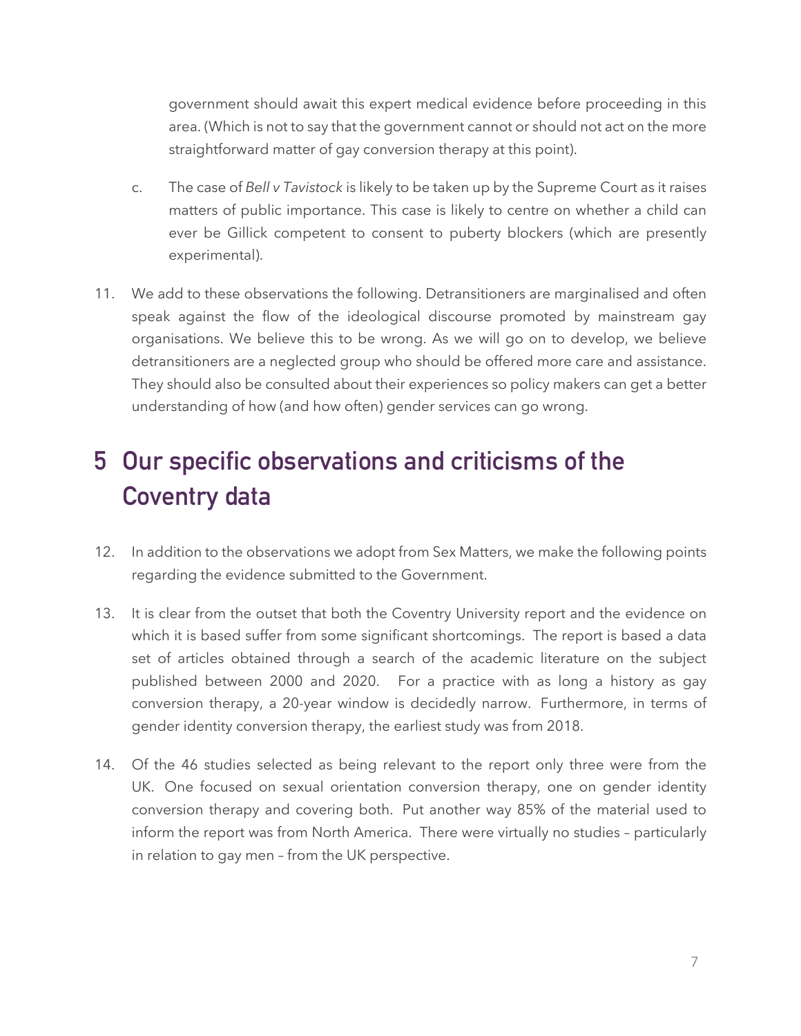government should await this expert medical evidence before proceeding in this area. (Which is not to say that the government cannot or should not act on the more straightforward matter of gay conversion therapy at this point).

c. The case of *Bell v Tavistock* is likely to be taken up by the Supreme Court as it raises matters of public importance. This case is likely to centre on whether a child can ever be Gillick competent to consent to puberty blockers (which are presently experimental).

11. We add to these observations the following. Detransitioners are marginalised and often speak against the flow of the ideological discourse promoted by mainstream gay organisations. We believe this to be wrong. As we will go on to develop, we believe detransitioners are a neglected group who should be offered more care and assistance. They should also be consulted about their experiences so policy makers can get a better understanding of how (and how often) gender services can go wrong.

# 5 Our specific observations and criticisms of the Coventry data

12. In addition to the observations we adopt from Sex Matters, we make the following points regarding the evidence submitted to the Government.

13. It is clear from the outset that both the Coventry University report and the evidence on which it is based suffer from some significant shortcomings. The report is based a data set of articles obtained through a search of the academic literature on the subject published between 2000 and 2020. For a practice with as long a history as gay conversion therapy, a 20-year window is decidedly narrow. Furthermore, in terms of gender identity conversion therapy, the earliest study was from 2018.

14. Of the 46 studies selected as being relevant to the report only three were from the UK. One focused on sexual orientation conversion therapy, one on gender identity conversion therapy and covering both. Put another way 85% of the material used to inform the report was from North America. There were virtually no studies – particularly in relation to gay men – from the UK perspective.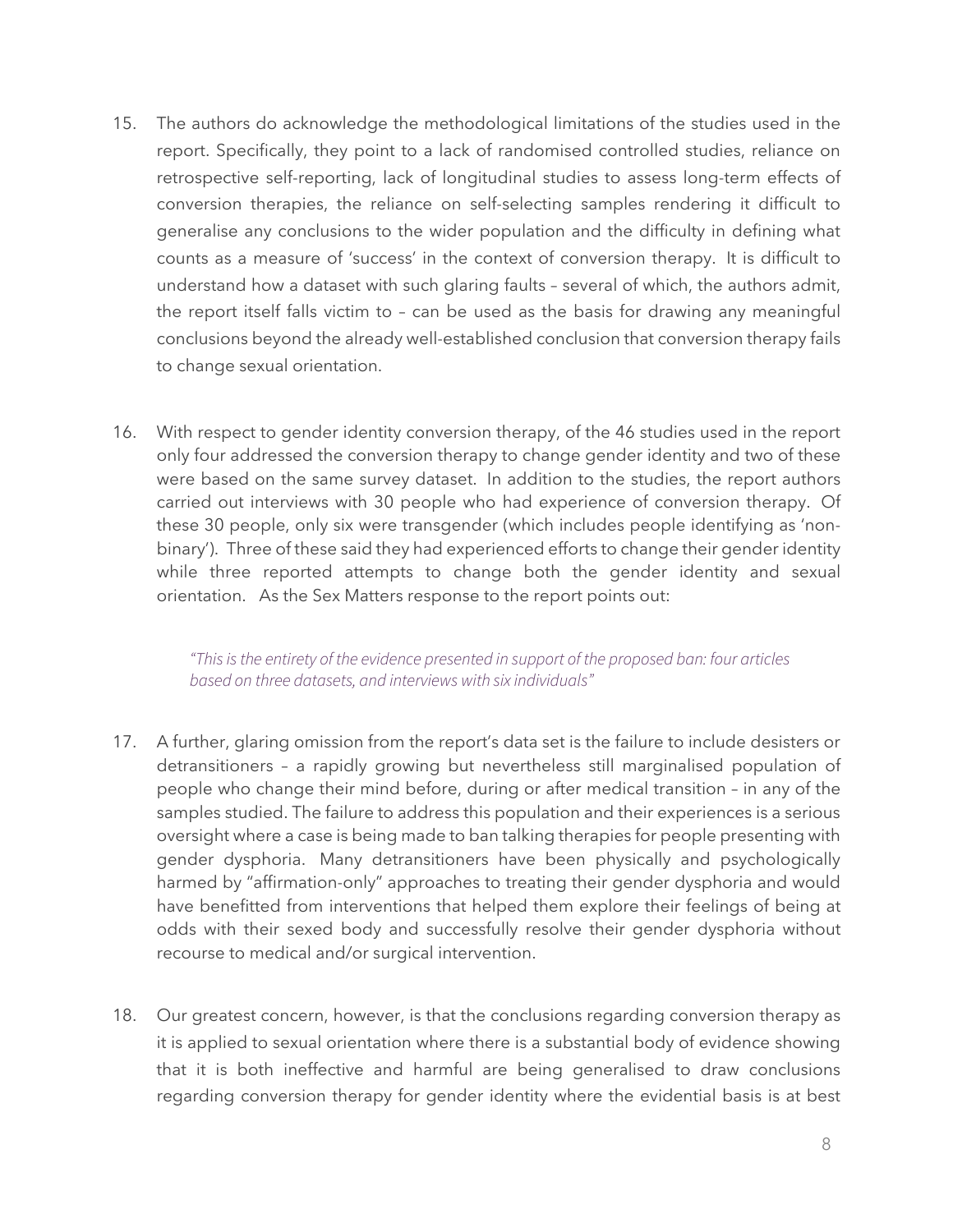15. The authors do acknowledge the methodological limitations of the studies used in the report. Specifically, they point to a lack of randomised controlled studies, reliance on retrospective self-reporting, lack of longitudinal studies to assess long-term effects of conversion therapies, the reliance on self-selecting samples rendering it difficult to generalise any conclusions to the wider population and the difficulty in defining what counts as a measure of 'success' in the context of conversion therapy. It is difficult to understand how a dataset with such glaring faults – several of which, the authors admit, the report itself falls victim to – can be used as the basis for drawing any meaningful conclusions beyond the already well-established conclusion that conversion therapy fails to change sexual orientation.

16. With respect to gender identity conversion therapy, of the 46 studies used in the report only four addressed the conversion therapy to change gender identity and two of these were based on the same survey dataset. In addition to the studies, the report authors carried out interviews with 30 people who had experience of conversion therapy. Of these 30 people, only six were transgender (which includes people identifying as 'non-binary'). Three of these said they had experienced efforts to change their gender identity while three reported attempts to change both the gender identity and sexual orientation. As the Sex Matters response to the report points out:

> *"This is the entirety of the evidence presented in support of the proposed ban: four articles based on three datasets, and interviews with six individuals"*

17. A further, glaring omission from the report's data set is the failure to include desisters or detransitioners – a rapidly growing but nevertheless still marginalised population of people who change their mind before, during or after medical transition – in any of the samples studied. The failure to address this population and their experiences is a serious oversight where a case is being made to ban talking therapies for people presenting with gender dysphoria. Many detransitioners have been physically and psychologically harmed by "affirmation-only" approaches to treating their gender dysphoria and would have benefitted from interventions that helped them explore their feelings of being at odds with their sexed body and successfully resolve their gender dysphoria without recourse to medical and/or surgical intervention.

18. Our greatest concern, however, is that the conclusions regarding conversion therapy as it is applied to sexual orientation where there is a substantial body of evidence showing that it is both ineffective and harmful are being generalised to draw conclusions regarding conversion therapy for gender identity where the evidential basis is at best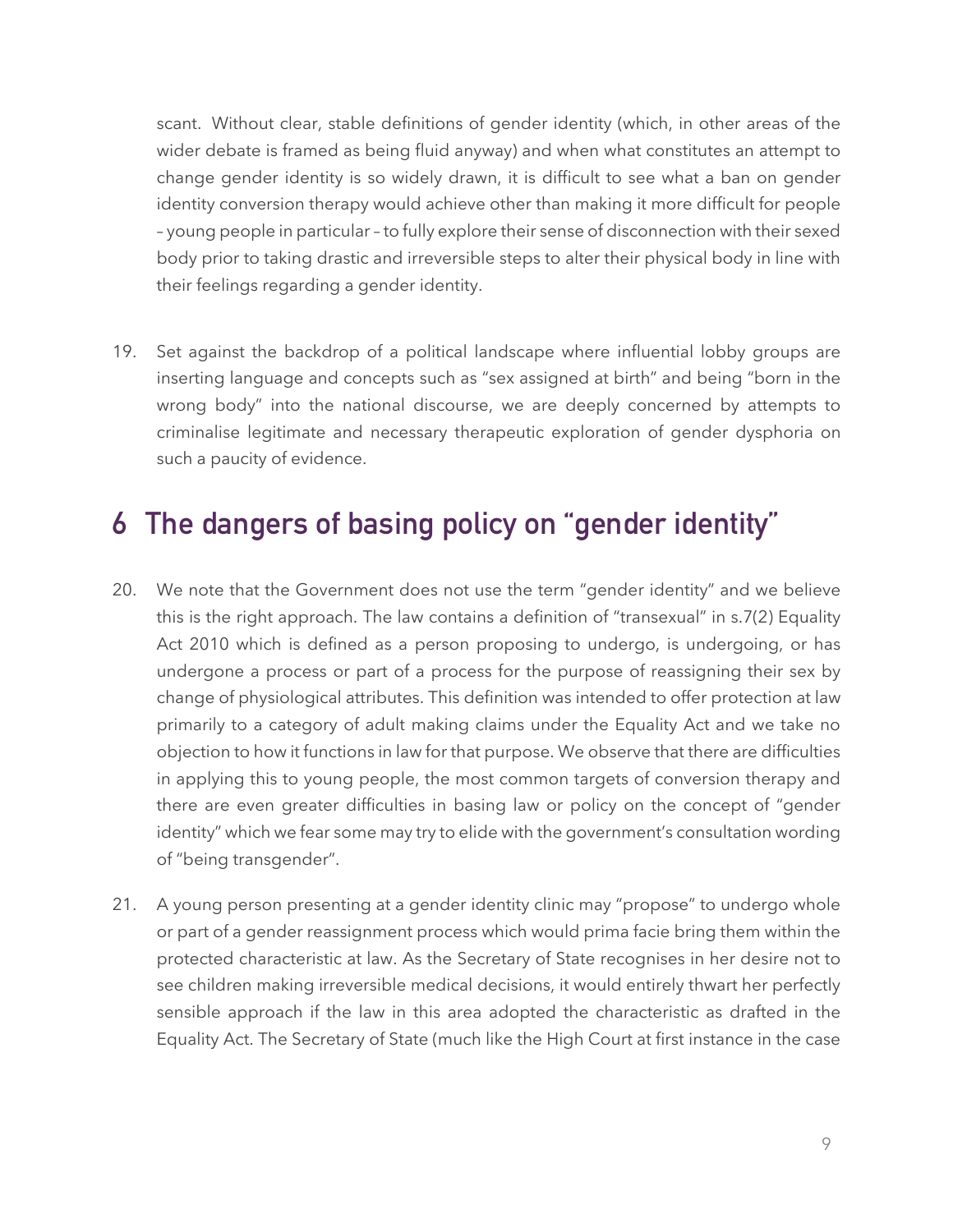scant. Without clear, stable definitions of gender identity (which, in other areas of the wider debate is framed as being fluid anyway) and when what constitutes an attempt to change gender identity is so widely drawn, it is difficult to see what a ban on gender identity conversion therapy would achieve other than making it more difficult for people – young people in particular – to fully explore their sense of disconnection with their sexed body prior to taking drastic and irreversible steps to alter their physical body in line with their feelings regarding a gender identity.

19. Set against the backdrop of a political landscape where influential lobby groups are inserting language and concepts such as "sex assigned at birth" and being "born in the wrong body" into the national discourse, we are deeply concerned by attempts to criminalise legitimate and necessary therapeutic exploration of gender dysphoria on such a paucity of evidence.

## 6 The dangers of basing policy on "gender identity"

20. We note that the Government does not use the term "gender identity" and we believe this is the right approach. The law contains a definition of "transexual" in s.7(2) Equality Act 2010 which is defined as a person proposing to undergo, is undergoing, or has undergone a process or part of a process for the purpose of reassigning their sex by change of physiological attributes. This definition was intended to offer protection at law primarily to a category of adult making claims under the Equality Act and we take no objection to how it functions in law for that purpose. We observe that there are difficulties in applying this to young people, the most common targets of conversion therapy and there are even greater difficulties in basing law or policy on the concept of "gender identity" which we fear some may try to elide with the government's consultation wording of "being transgender".

21. A young person presenting at a gender identity clinic may "propose" to undergo whole or part of a gender reassignment process which would prima facie bring them within the protected characteristic at law. As the Secretary of State recognises in her desire not to see children making irreversible medical decisions, it would entirely thwart her perfectly sensible approach if the law in this area adopted the characteristic as drafted in the Equality Act. The Secretary of State (much like the High Court at first instance in the case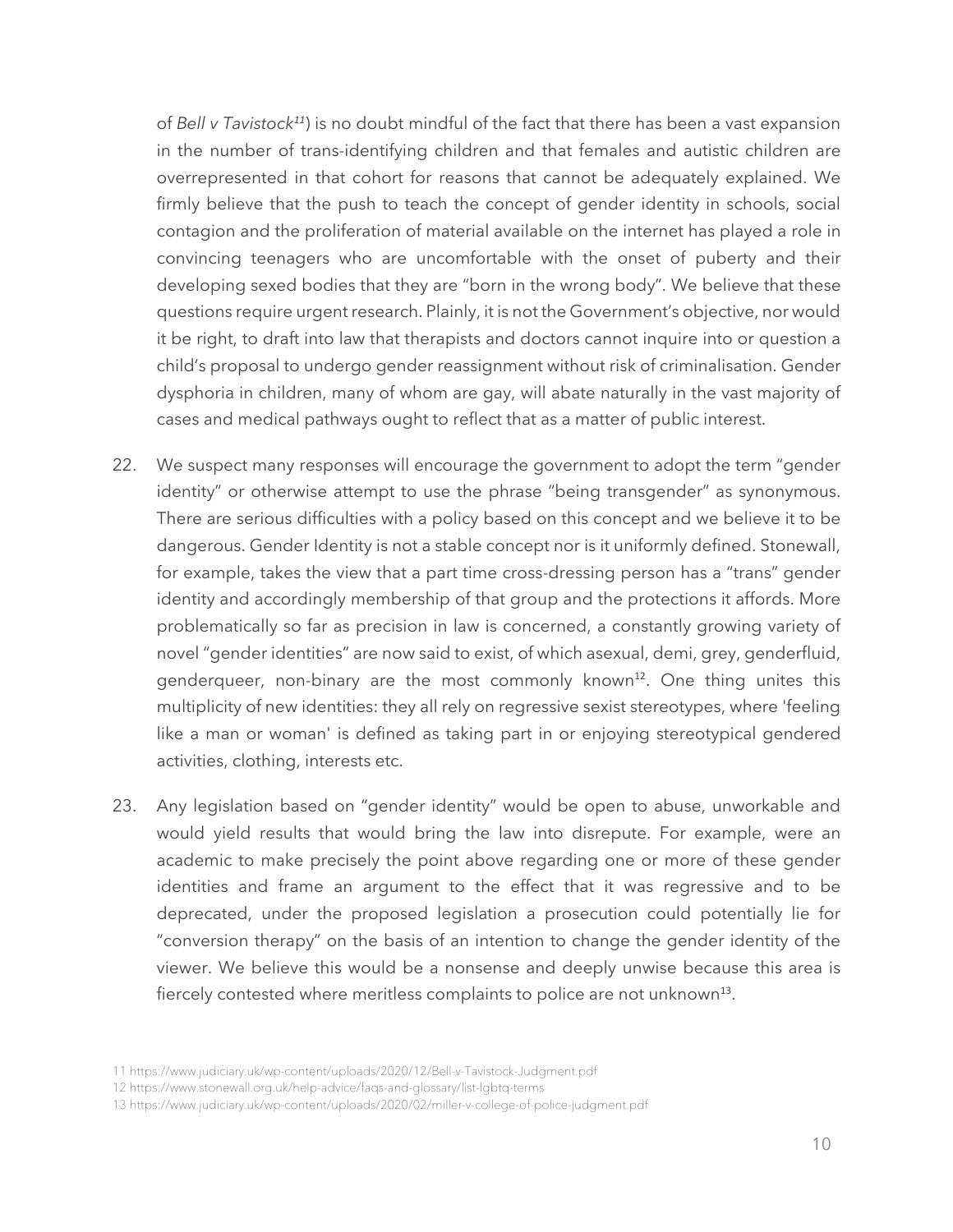of *Bell v Tavistock*[11]) is no doubt mindful of the fact that there has been a vast expansion in the number of trans-identifying children and that females and autistic children are overrepresented in that cohort for reasons that cannot be adequately explained. We firmly believe that the push to teach the concept of gender identity in schools, social contagion and the proliferation of material available on the internet has played a role in convincing teenagers who are uncomfortable with the onset of puberty and their developing sexed bodies that they are "born in the wrong body". We believe that these questions require urgent research. Plainly, it is not the Government's objective, nor would it be right, to draft into law that therapists and doctors cannot inquire into or question a child's proposal to undergo gender reassignment without risk of criminalisation. Gender dysphoria in children, many of whom are gay, will abate naturally in the vast majority of cases and medical pathways ought to reflect that as a matter of public interest.

22. We suspect many responses will encourage the government to adopt the term "gender identity" or otherwise attempt to use the phrase "being transgender" as synonymous. There are serious difficulties with a policy based on this concept and we believe it to be dangerous. Gender Identity is not a stable concept nor is it uniformly defined. Stonewall, for example, takes the view that a part time cross-dressing person has a "trans" gender identity and accordingly membership of that group and the protections it affords. More problematically so far as precision in law is concerned, a constantly growing variety of novel "gender identities" are now said to exist, of which asexual, demi, grey, genderfluid, genderqueer, non-binary are the most commonly known[12]. One thing unites this multiplicity of new identities: they all rely on regressive sexist stereotypes, where 'feeling like a man or woman' is defined as taking part in or enjoying stereotypical gendered activities, clothing, interests etc.

23. Any legislation based on "gender identity" would be open to abuse, unworkable and would yield results that would bring the law into disrepute. For example, were an academic to make precisely the point above regarding one or more of these gender identities and frame an argument to the effect that it was regressive and to be deprecated, under the proposed legislation a prosecution could potentially lie for "conversion therapy" on the basis of an intention to change the gender identity of the viewer. We believe this would be a nonsense and deeply unwise because this area is fiercely contested where meritless complaints to police are not unknown[13].

11 https://www.judiciary.uk/wp-content/uploads/2020/12/Bell-v-Tavistock-Judgment.pdf

12 https://www.stonewall.org.uk/help-advice/faqs-and-glossary/list-lgbtq-terms

13 https://www.judiciary.uk/wp-content/uploads/2020/02/miller-v-college-of-police-judgment.pdf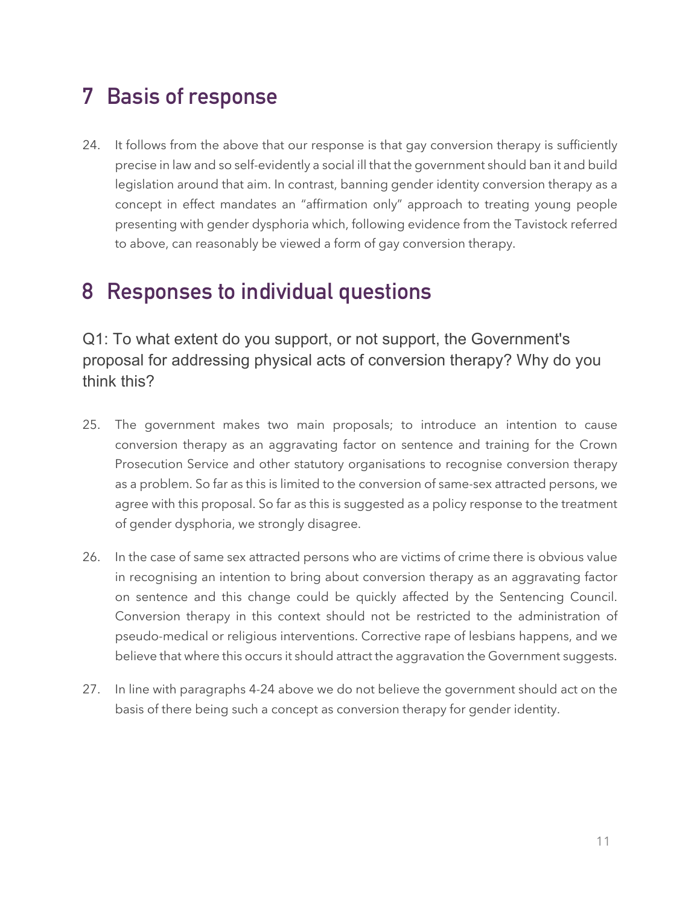## 7 Basis of response

24. It follows from the above that our response is that gay conversion therapy is sufficiently precise in law and so self-evidently a social ill that the government should ban it and build legislation around that aim. In contrast, banning gender identity conversion therapy as a concept in effect mandates an "affirmation only" approach to treating young people presenting with gender dysphoria which, following evidence from the Tavistock referred to above, can reasonably be viewed a form of gay conversion therapy.

## 8 Responses to individual questions

### Q1: To what extent do you support, or not support, the Government's proposal for addressing physical acts of conversion therapy? Why do you think this?

25. The government makes two main proposals; to introduce an intention to cause conversion therapy as an aggravating factor on sentence and training for the Crown Prosecution Service and other statutory organisations to recognise conversion therapy as a problem. So far as this is limited to the conversion of same-sex attracted persons, we agree with this proposal. So far as this is suggested as a policy response to the treatment of gender dysphoria, we strongly disagree.

26. In the case of same sex attracted persons who are victims of crime there is obvious value in recognising an intention to bring about conversion therapy as an aggravating factor on sentence and this change could be quickly affected by the Sentencing Council. Conversion therapy in this context should not be restricted to the administration of pseudo-medical or religious interventions. Corrective rape of lesbians happens, and we believe that where this occurs it should attract the aggravation the Government suggests.

27. In line with paragraphs 4-24 above we do not believe the government should act on the basis of there being such a concept as conversion therapy for gender identity.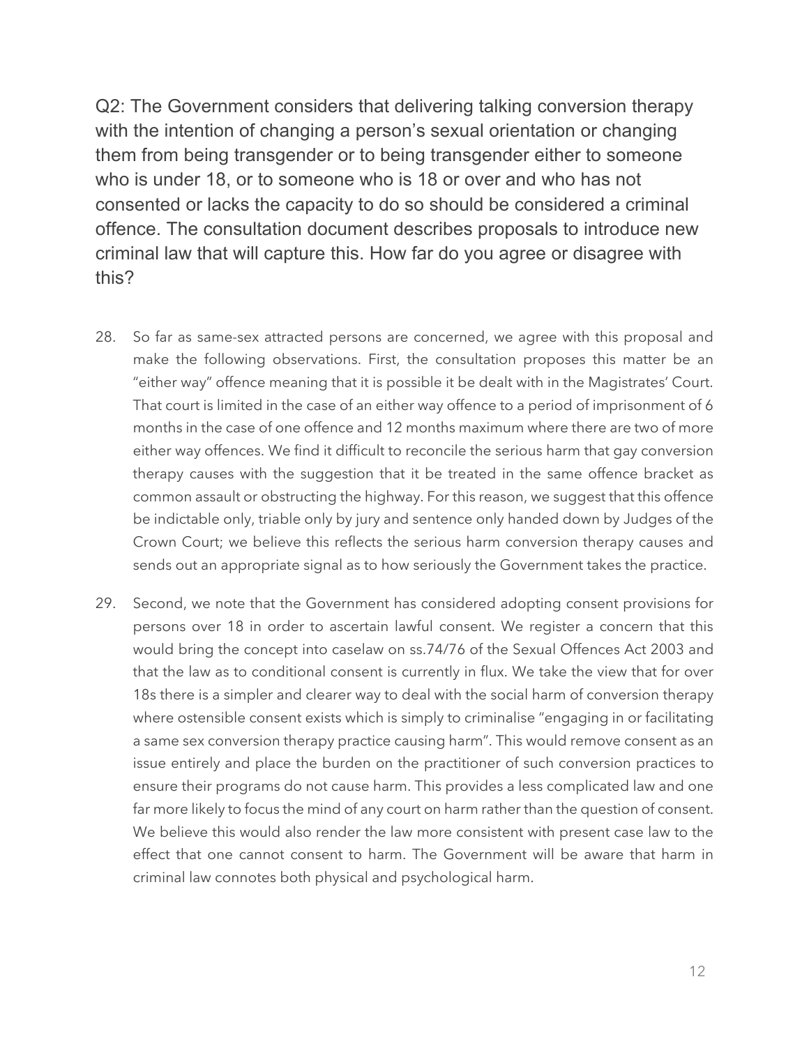Q2: The Government considers that delivering talking conversion therapy with the intention of changing a person's sexual orientation or changing them from being transgender or to being transgender either to someone who is under 18, or to someone who is 18 or over and who has not consented or lacks the capacity to do so should be considered a criminal offence. The consultation document describes proposals to introduce new criminal law that will capture this. How far do you agree or disagree with this?

28. So far as same-sex attracted persons are concerned, we agree with this proposal and make the following observations. First, the consultation proposes this matter be an "either way" offence meaning that it is possible it be dealt with in the Magistrates' Court. That court is limited in the case of an either way offence to a period of imprisonment of 6 months in the case of one offence and 12 months maximum where there are two of more either way offences. We find it difficult to reconcile the serious harm that gay conversion therapy causes with the suggestion that it be treated in the same offence bracket as common assault or obstructing the highway. For this reason, we suggest that this offence be indictable only, triable only by jury and sentence only handed down by Judges of the Crown Court; we believe this reflects the serious harm conversion therapy causes and sends out an appropriate signal as to how seriously the Government takes the practice.

29. Second, we note that the Government has considered adopting consent provisions for persons over 18 in order to ascertain lawful consent. We register a concern that this would bring the concept into caselaw on ss.74/76 of the Sexual Offences Act 2003 and that the law as to conditional consent is currently in flux. We take the view that for over 18s there is a simpler and clearer way to deal with the social harm of conversion therapy where ostensible consent exists which is simply to criminalise "engaging in or facilitating a same sex conversion therapy practice causing harm". This would remove consent as an issue entirely and place the burden on the practitioner of such conversion practices to ensure their programs do not cause harm. This provides a less complicated law and one far more likely to focus the mind of any court on harm rather than the question of consent. We believe this would also render the law more consistent with present case law to the effect that one cannot consent to harm. The Government will be aware that harm in criminal law connotes both physical and psychological harm.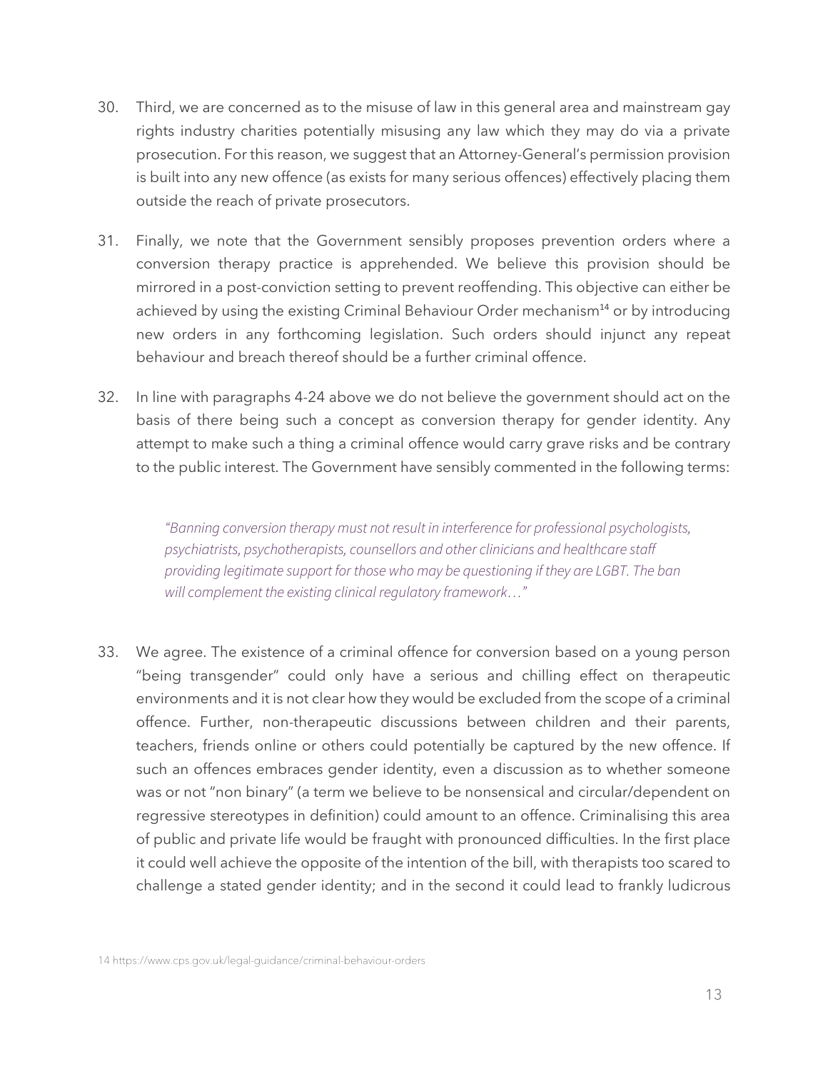30. Third, we are concerned as to the misuse of law in this general area and mainstream gay rights industry charities potentially misusing any law which they may do via a private prosecution. For this reason, we suggest that an Attorney-General's permission provision is built into any new offence (as exists for many serious offences) effectively placing them outside the reach of private prosecutors.

31. Finally, we note that the Government sensibly proposes prevention orders where a conversion therapy practice is apprehended. We believe this provision should be mirrored in a post-conviction setting to prevent reoffending. This objective can either be achieved by using the existing Criminal Behaviour Order mechanism[14] or by introducing new orders in any forthcoming legislation. Such orders should injunct any repeat behaviour and breach thereof should be a further criminal offence.

32. In line with paragraphs 4-24 above we do not believe the government should act on the basis of there being such a concept as conversion therapy for gender identity. Any attempt to make such a thing a criminal offence would carry grave risks and be contrary to the public interest. The Government have sensibly commented in the following terms:

> *"Banning conversion therapy must not result in interference for professional psychologists, psychiatrists, psychotherapists, counsellors and other clinicians and healthcare staff providing legitimate support for those who may be questioning if they are LGBT. The ban will complement the existing clinical regulatory framework…"*

33. We agree. The existence of a criminal offence for conversion based on a young person "being transgender" could only have a serious and chilling effect on therapeutic environments and it is not clear how they would be excluded from the scope of a criminal offence. Further, non-therapeutic discussions between children and their parents, teachers, friends online or others could potentially be captured by the new offence. If such an offences embraces gender identity, even a discussion as to whether someone was or not "non binary" (a term we believe to be nonsensical and circular/dependent on regressive stereotypes in definition) could amount to an offence. Criminalising this area of public and private life would be fraught with pronounced difficulties. In the first place it could well achieve the opposite of the intention of the bill, with therapists too scared to challenge a stated gender identity; and in the second it could lead to frankly ludicrous

14 https://www.cps.gov.uk/legal-guidance/criminal-behaviour-orders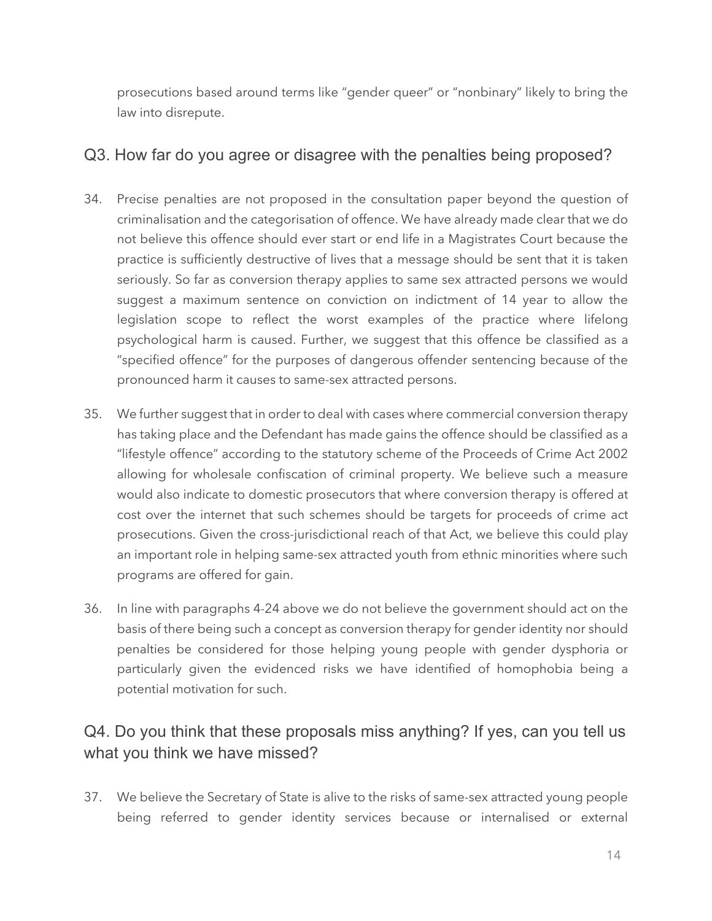prosecutions based around terms like "gender queer" or "nonbinary" likely to bring the law into disrepute.

## Q3. How far do you agree or disagree with the penalties being proposed?

34. Precise penalties are not proposed in the consultation paper beyond the question of criminalisation and the categorisation of offence. We have already made clear that we do not believe this offence should ever start or end life in a Magistrates Court because the practice is sufficiently destructive of lives that a message should be sent that it is taken seriously. So far as conversion therapy applies to same sex attracted persons we would suggest a maximum sentence on conviction on indictment of 14 year to allow the legislation scope to reflect the worst examples of the practice where lifelong psychological harm is caused. Further, we suggest that this offence be classified as a "specified offence" for the purposes of dangerous offender sentencing because of the pronounced harm it causes to same-sex attracted persons.

35. We further suggest that in order to deal with cases where commercial conversion therapy has taking place and the Defendant has made gains the offence should be classified as a "lifestyle offence" according to the statutory scheme of the Proceeds of Crime Act 2002 allowing for wholesale confiscation of criminal property. We believe such a measure would also indicate to domestic prosecutors that where conversion therapy is offered at cost over the internet that such schemes should be targets for proceeds of crime act prosecutions. Given the cross-jurisdictional reach of that Act, we believe this could play an important role in helping same-sex attracted youth from ethnic minorities where such programs are offered for gain.

36. In line with paragraphs 4-24 above we do not believe the government should act on the basis of there being such a concept as conversion therapy for gender identity nor should penalties be considered for those helping young people with gender dysphoria or particularly given the evidenced risks we have identified of homophobia being a potential motivation for such.

## Q4. Do you think that these proposals miss anything? If yes, can you tell us what you think we have missed?

37. We believe the Secretary of State is alive to the risks of same-sex attracted young people being referred to gender identity services because or internalised or external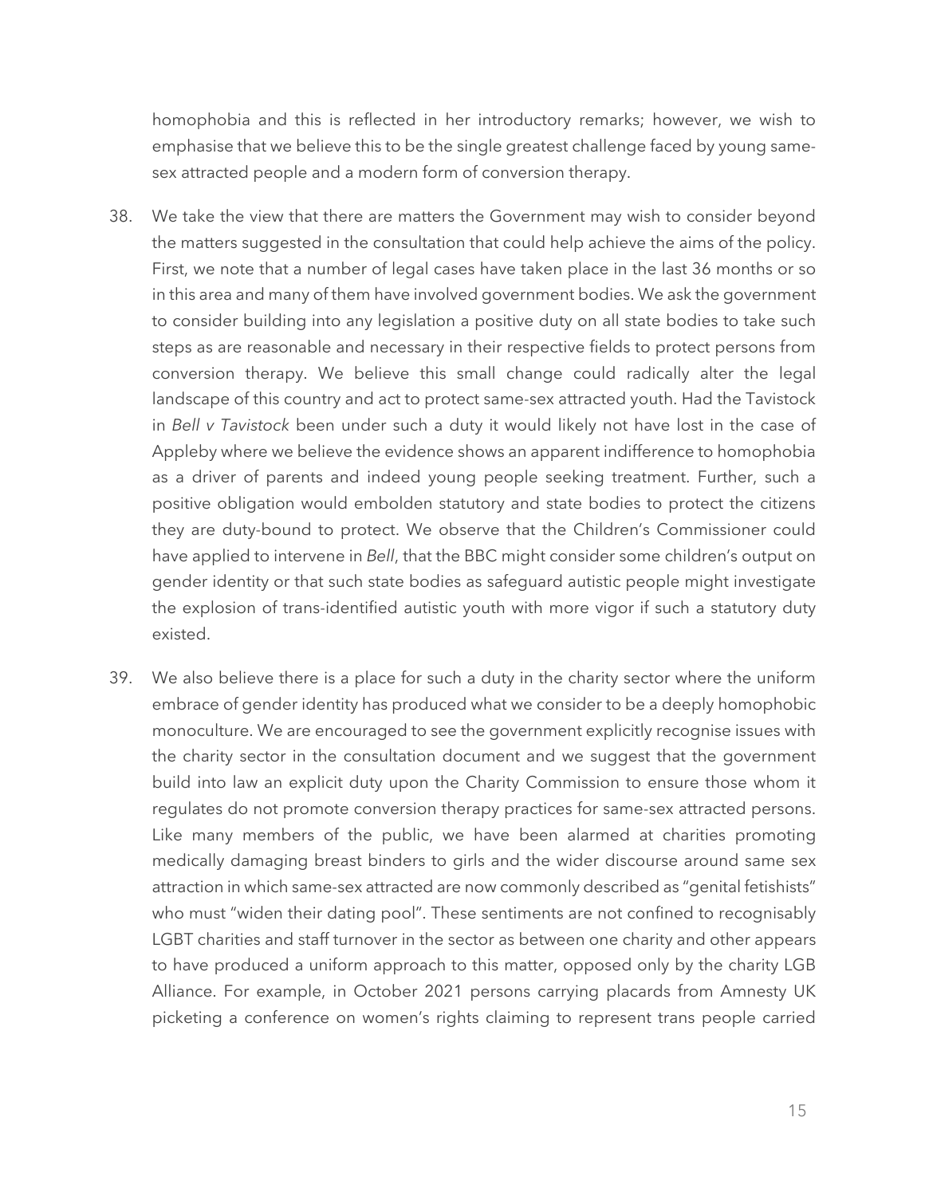homophobia and this is reflected in her introductory remarks; however, we wish to emphasise that we believe this to be the single greatest challenge faced by young same-sex attracted people and a modern form of conversion therapy.

38. We take the view that there are matters the Government may wish to consider beyond the matters suggested in the consultation that could help achieve the aims of the policy. First, we note that a number of legal cases have taken place in the last 36 months or so in this area and many of them have involved government bodies. We ask the government to consider building into any legislation a positive duty on all state bodies to take such steps as are reasonable and necessary in their respective fields to protect persons from conversion therapy. We believe this small change could radically alter the legal landscape of this country and act to protect same-sex attracted youth. Had the Tavistock in *Bell v Tavistock* been under such a duty it would likely not have lost in the case of Appleby where we believe the evidence shows an apparent indifference to homophobia as a driver of parents and indeed young people seeking treatment. Further, such a positive obligation would embolden statutory and state bodies to protect the citizens they are duty-bound to protect. We observe that the Children's Commissioner could have applied to intervene in *Bell*, that the BBC might consider some children's output on gender identity or that such state bodies as safeguard autistic people might investigate the explosion of trans-identified autistic youth with more vigor if such a statutory duty existed.

39. We also believe there is a place for such a duty in the charity sector where the uniform embrace of gender identity has produced what we consider to be a deeply homophobic monoculture. We are encouraged to see the government explicitly recognise issues with the charity sector in the consultation document and we suggest that the government build into law an explicit duty upon the Charity Commission to ensure those whom it regulates do not promote conversion therapy practices for same-sex attracted persons. Like many members of the public, we have been alarmed at charities promoting medically damaging breast binders to girls and the wider discourse around same sex attraction in which same-sex attracted are now commonly described as "genital fetishists" who must "widen their dating pool". These sentiments are not confined to recognisably LGBT charities and staff turnover in the sector as between one charity and other appears to have produced a uniform approach to this matter, opposed only by the charity LGB Alliance. For example, in October 2021 persons carrying placards from Amnesty UK picketing a conference on women's rights claiming to represent trans people carried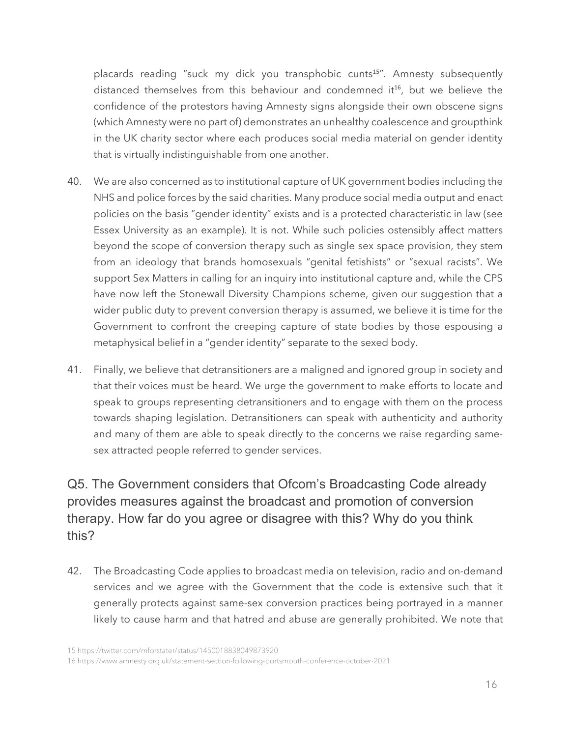placards reading "suck my dick you transphobic cunts[15]". Amnesty subsequently distanced themselves from this behaviour and condemned it[16], but we believe the confidence of the protestors having Amnesty signs alongside their own obscene signs (which Amnesty were no part of) demonstrates an unhealthy coalescence and groupthink in the UK charity sector where each produces social media material on gender identity that is virtually indistinguishable from one another.

40. We are also concerned as to institutional capture of UK government bodies including the NHS and police forces by the said charities. Many produce social media output and enact policies on the basis "gender identity" exists and is a protected characteristic in law (see Essex University as an example). It is not. While such policies ostensibly affect matters beyond the scope of conversion therapy such as single sex space provision, they stem from an ideology that brands homosexuals "genital fetishists" or "sexual racists". We support Sex Matters in calling for an inquiry into institutional capture and, while the CPS have now left the Stonewall Diversity Champions scheme, given our suggestion that a wider public duty to prevent conversion therapy is assumed, we believe it is time for the Government to confront the creeping capture of state bodies by those espousing a metaphysical belief in a "gender identity" separate to the sexed body.

41. Finally, we believe that detransitioners are a maligned and ignored group in society and that their voices must be heard. We urge the government to make efforts to locate and speak to groups representing detransitioners and to engage with them on the process towards shaping legislation. Detransitioners can speak with authenticity and authority and many of them are able to speak directly to the concerns we raise regarding same-sex attracted people referred to gender services.

## Q5. The Government considers that Ofcom's Broadcasting Code already provides measures against the broadcast and promotion of conversion therapy. How far do you agree or disagree with this? Why do you think this?

42. The Broadcasting Code applies to broadcast media on television, radio and on-demand services and we agree with the Government that the code is extensive such that it generally protects against same-sex conversion practices being portrayed in a manner likely to cause harm and that hatred and abuse are generally prohibited. We note that

15 https://twitter.com/mforstater/status/1450018838049873920

16 https://www.amnesty.org.uk/statement-section-following-portsmouth-conference-october-2021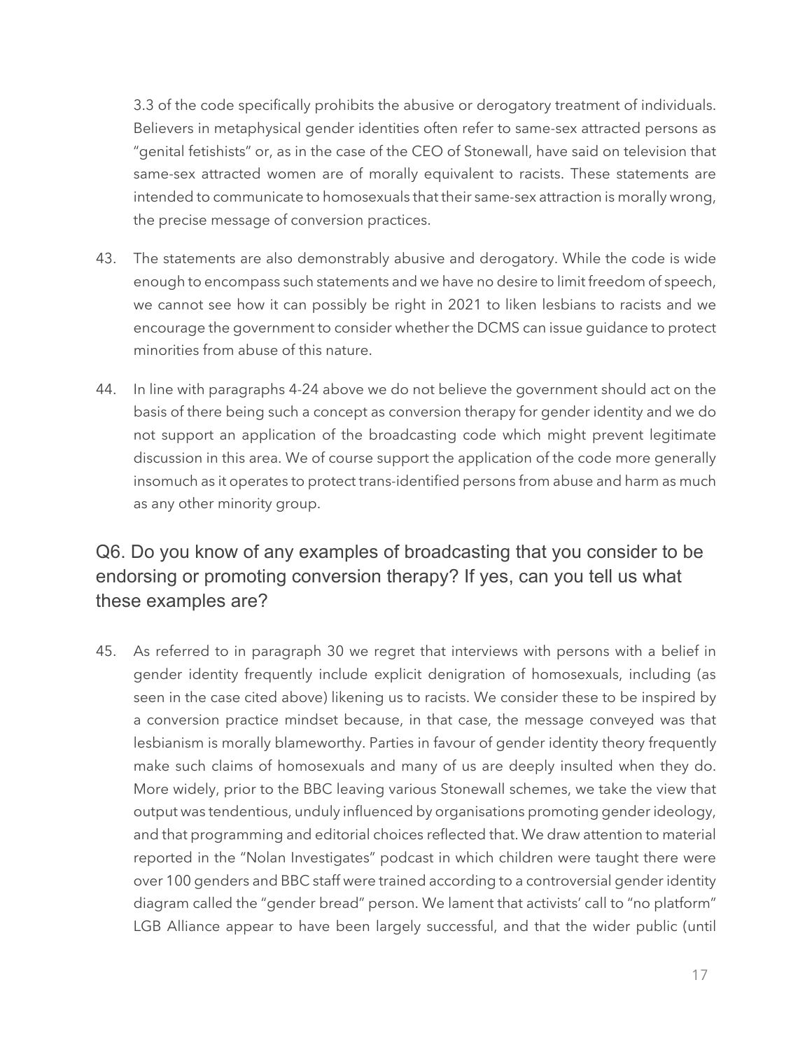3.3 of the code specifically prohibits the abusive or derogatory treatment of individuals. Believers in metaphysical gender identities often refer to same-sex attracted persons as "genital fetishists" or, as in the case of the CEO of Stonewall, have said on television that same-sex attracted women are of morally equivalent to racists. These statements are intended to communicate to homosexuals that their same-sex attraction is morally wrong, the precise message of conversion practices.

43. The statements are also demonstrably abusive and derogatory. While the code is wide enough to encompass such statements and we have no desire to limit freedom of speech, we cannot see how it can possibly be right in 2021 to liken lesbians to racists and we encourage the government to consider whether the DCMS can issue guidance to protect minorities from abuse of this nature.

44. In line with paragraphs 4-24 above we do not believe the government should act on the basis of there being such a concept as conversion therapy for gender identity and we do not support an application of the broadcasting code which might prevent legitimate discussion in this area. We of course support the application of the code more generally insomuch as it operates to protect trans-identified persons from abuse and harm as much as any other minority group.

## Q6. Do you know of any examples of broadcasting that you consider to be endorsing or promoting conversion therapy? If yes, can you tell us what these examples are?

45. As referred to in paragraph 30 we regret that interviews with persons with a belief in gender identity frequently include explicit denigration of homosexuals, including (as seen in the case cited above) likening us to racists. We consider these to be inspired by a conversion practice mindset because, in that case, the message conveyed was that lesbianism is morally blameworthy. Parties in favour of gender identity theory frequently make such claims of homosexuals and many of us are deeply insulted when they do. More widely, prior to the BBC leaving various Stonewall schemes, we take the view that output was tendentious, unduly influenced by organisations promoting gender ideology, and that programming and editorial choices reflected that. We draw attention to material reported in the "Nolan Investigates" podcast in which children were taught there were over 100 genders and BBC staff were trained according to a controversial gender identity diagram called the "gender bread" person. We lament that activists' call to "no platform" LGB Alliance appear to have been largely successful, and that the wider public (until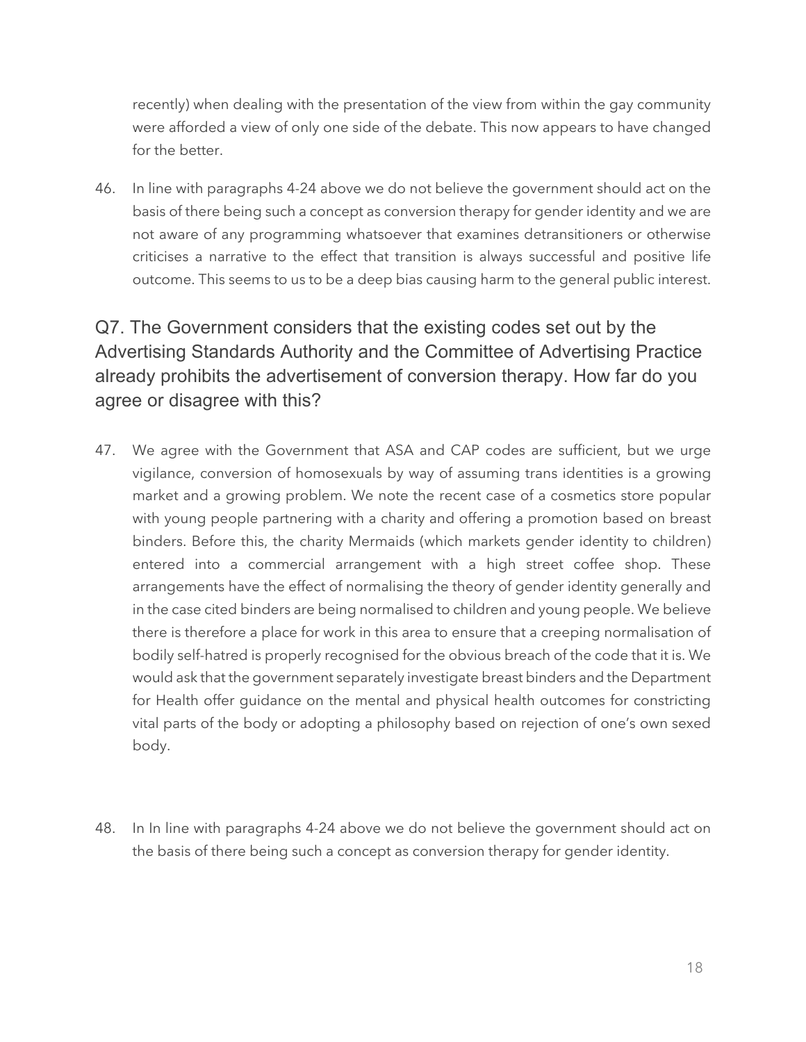recently) when dealing with the presentation of the view from within the gay community were afforded a view of only one side of the debate. This now appears to have changed for the better.

46. In line with paragraphs 4-24 above we do not believe the government should act on the basis of there being such a concept as conversion therapy for gender identity and we are not aware of any programming whatsoever that examines detransitioners or otherwise criticises a narrative to the effect that transition is always successful and positive life outcome. This seems to us to be a deep bias causing harm to the general public interest.

## Q7. The Government considers that the existing codes set out by the Advertising Standards Authority and the Committee of Advertising Practice already prohibits the advertisement of conversion therapy. How far do you agree or disagree with this?

47. We agree with the Government that ASA and CAP codes are sufficient, but we urge vigilance, conversion of homosexuals by way of assuming trans identities is a growing market and a growing problem. We note the recent case of a cosmetics store popular with young people partnering with a charity and offering a promotion based on breast binders. Before this, the charity Mermaids (which markets gender identity to children) entered into a commercial arrangement with a high street coffee shop. These arrangements have the effect of normalising the theory of gender identity generally and in the case cited binders are being normalised to children and young people. We believe there is therefore a place for work in this area to ensure that a creeping normalisation of bodily self-hatred is properly recognised for the obvious breach of the code that it is. We would ask that the government separately investigate breast binders and the Department for Health offer guidance on the mental and physical health outcomes for constricting vital parts of the body or adopting a philosophy based on rejection of one's own sexed body.

48. In In line with paragraphs 4-24 above we do not believe the government should act on the basis of there being such a concept as conversion therapy for gender identity.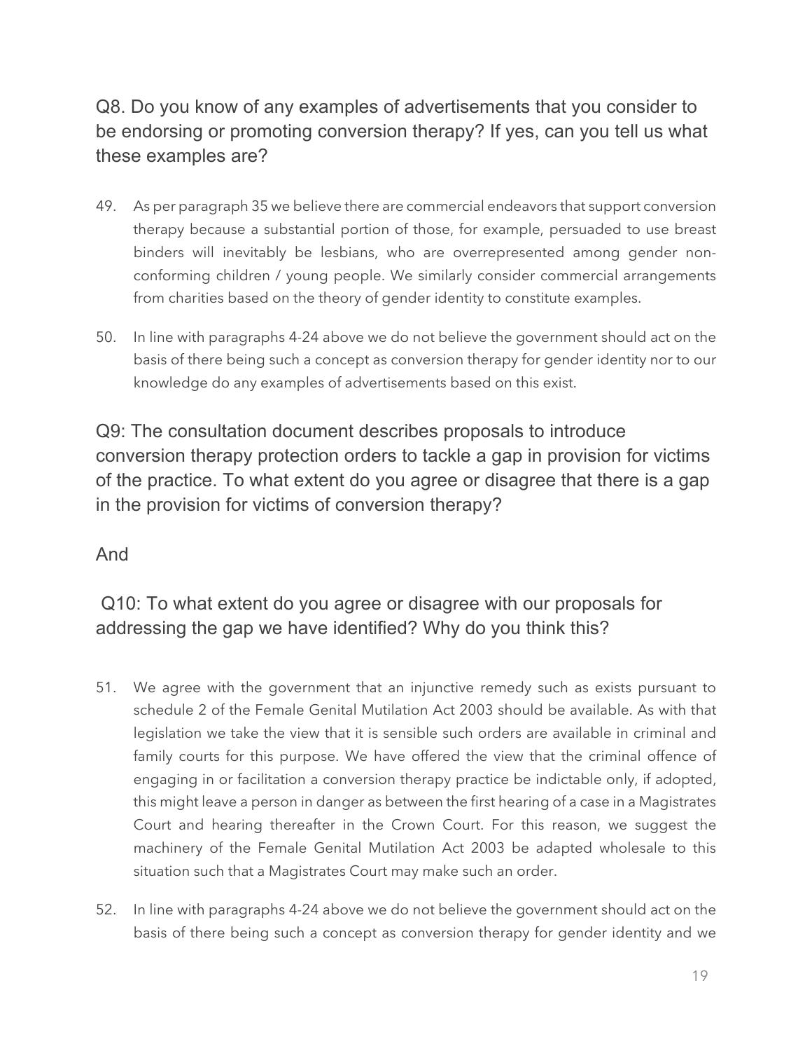## Q8. Do you know of any examples of advertisements that you consider to be endorsing or promoting conversion therapy? If yes, can you tell us what these examples are?

49. As per paragraph 35 we believe there are commercial endeavors that support conversion therapy because a substantial portion of those, for example, persuaded to use breast binders will inevitably be lesbians, who are overrepresented among gender non-conforming children / young people. We similarly consider commercial arrangements from charities based on the theory of gender identity to constitute examples.

50. In line with paragraphs 4-24 above we do not believe the government should act on the basis of there being such a concept as conversion therapy for gender identity nor to our knowledge do any examples of advertisements based on this exist.

## Q9: The consultation document describes proposals to introduce conversion therapy protection orders to tackle a gap in provision for victims of the practice. To what extent do you agree or disagree that there is a gap in the provision for victims of conversion therapy?

## And

## Q10: To what extent do you agree or disagree with our proposals for addressing the gap we have identified? Why do you think this?

51. We agree with the government that an injunctive remedy such as exists pursuant to schedule 2 of the Female Genital Mutilation Act 2003 should be available. As with that legislation we take the view that it is sensible such orders are available in criminal and family courts for this purpose. We have offered the view that the criminal offence of engaging in or facilitation a conversion therapy practice be indictable only, if adopted, this might leave a person in danger as between the first hearing of a case in a Magistrates Court and hearing thereafter in the Crown Court. For this reason, we suggest the machinery of the Female Genital Mutilation Act 2003 be adapted wholesale to this situation such that a Magistrates Court may make such an order.

52. In line with paragraphs 4-24 above we do not believe the government should act on the basis of there being such a concept as conversion therapy for gender identity and we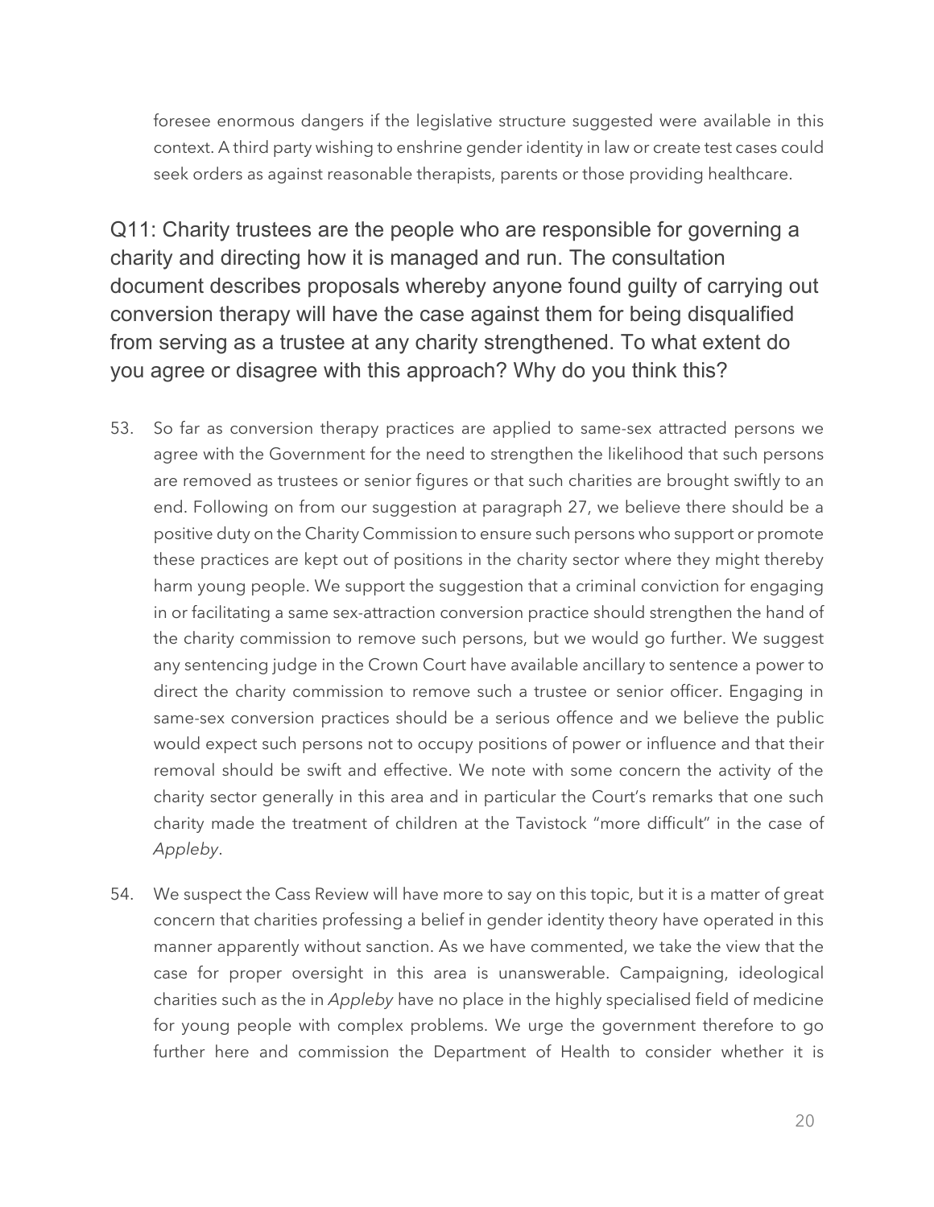foresee enormous dangers if the legislative structure suggested were available in this context. A third party wishing to enshrine gender identity in law or create test cases could seek orders as against reasonable therapists, parents or those providing healthcare.

## Q11: Charity trustees are the people who are responsible for governing a charity and directing how it is managed and run. The consultation document describes proposals whereby anyone found guilty of carrying out conversion therapy will have the case against them for being disqualified from serving as a trustee at any charity strengthened. To what extent do you agree or disagree with this approach? Why do you think this?

53. So far as conversion therapy practices are applied to same-sex attracted persons we agree with the Government for the need to strengthen the likelihood that such persons are removed as trustees or senior figures or that such charities are brought swiftly to an end. Following on from our suggestion at paragraph 27, we believe there should be a positive duty on the Charity Commission to ensure such persons who support or promote these practices are kept out of positions in the charity sector where they might thereby harm young people. We support the suggestion that a criminal conviction for engaging in or facilitating a same sex-attraction conversion practice should strengthen the hand of the charity commission to remove such persons, but we would go further. We suggest any sentencing judge in the Crown Court have available ancillary to sentence a power to direct the charity commission to remove such a trustee or senior officer. Engaging in same-sex conversion practices should be a serious offence and we believe the public would expect such persons not to occupy positions of power or influence and that their removal should be swift and effective. We note with some concern the activity of the charity sector generally in this area and in particular the Court's remarks that one such charity made the treatment of children at the Tavistock "more difficult" in the case of *Appleby*.

54. We suspect the Cass Review will have more to say on this topic, but it is a matter of great concern that charities professing a belief in gender identity theory have operated in this manner apparently without sanction. As we have commented, we take the view that the case for proper oversight in this area is unanswerable. Campaigning, ideological charities such as the in *Appleby* have no place in the highly specialised field of medicine for young people with complex problems. We urge the government therefore to go further here and commission the Department of Health to consider whether it is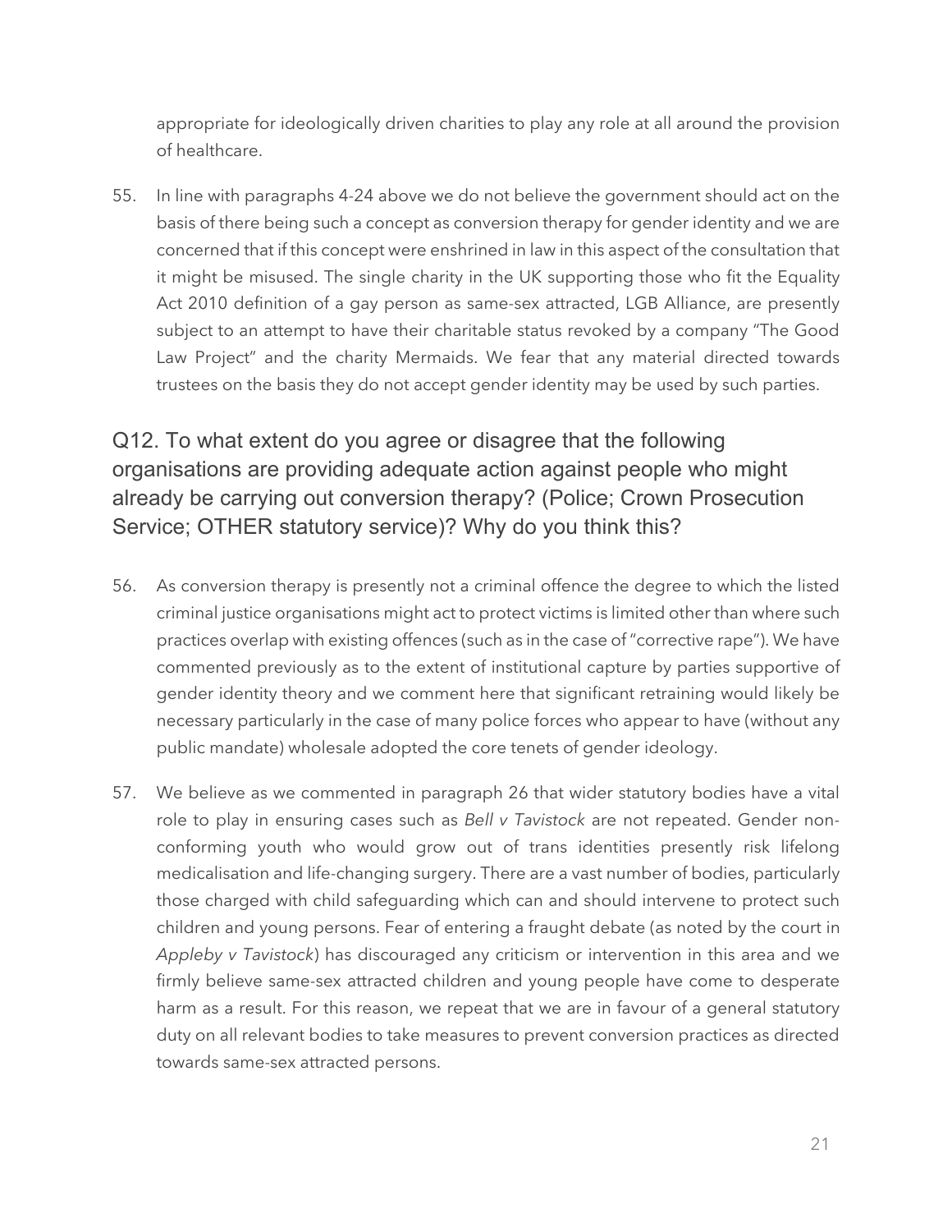appropriate for ideologically driven charities to play any role at all around the provision of healthcare.

55. In line with paragraphs 4-24 above we do not believe the government should act on the basis of there being such a concept as conversion therapy for gender identity and we are concerned that if this concept were enshrined in law in this aspect of the consultation that it might be misused. The single charity in the UK supporting those who fit the Equality Act 2010 definition of a gay person as same-sex attracted, LGB Alliance, are presently subject to an attempt to have their charitable status revoked by a company "The Good Law Project" and the charity Mermaids. We fear that any material directed towards trustees on the basis they do not accept gender identity may be used by such parties.

## Q12. To what extent do you agree or disagree that the following organisations are providing adequate action against people who might already be carrying out conversion therapy? (Police; Crown Prosecution Service; OTHER statutory service)? Why do you think this?

56. As conversion therapy is presently not a criminal offence the degree to which the listed criminal justice organisations might act to protect victims is limited other than where such practices overlap with existing offences (such as in the case of "corrective rape"). We have commented previously as to the extent of institutional capture by parties supportive of gender identity theory and we comment here that significant retraining would likely be necessary particularly in the case of many police forces who appear to have (without any public mandate) wholesale adopted the core tenets of gender ideology.

57. We believe as we commented in paragraph 26 that wider statutory bodies have a vital role to play in ensuring cases such as *Bell v Tavistock* are not repeated. Gender non-conforming youth who would grow out of trans identities presently risk lifelong medicalisation and life-changing surgery. There are a vast number of bodies, particularly those charged with child safeguarding which can and should intervene to protect such children and young persons. Fear of entering a fraught debate (as noted by the court in *Appleby v Tavistock*) has discouraged any criticism or intervention in this area and we firmly believe same-sex attracted children and young people have come to desperate harm as a result. For this reason, we repeat that we are in favour of a general statutory duty on all relevant bodies to take measures to prevent conversion practices as directed towards same-sex attracted persons.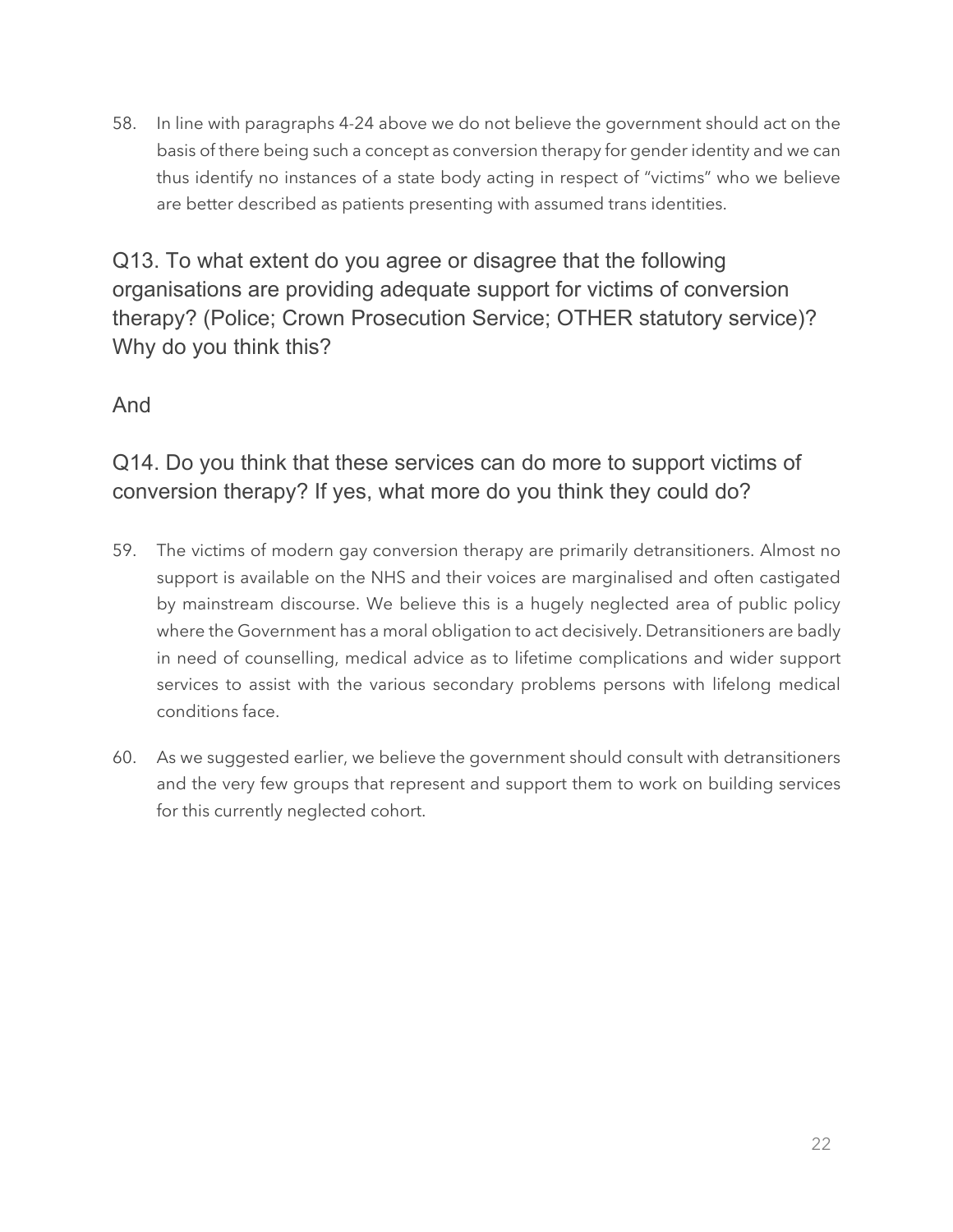58. In line with paragraphs 4-24 above we do not believe the government should act on the basis of there being such a concept as conversion therapy for gender identity and we can thus identify no instances of a state body acting in respect of "victims" who we believe are better described as patients presenting with assumed trans identities.

## Q13. To what extent do you agree or disagree that the following organisations are providing adequate support for victims of conversion therapy? (Police; Crown Prosecution Service; OTHER statutory service)? Why do you think this?

## And

## Q14. Do you think that these services can do more to support victims of conversion therapy? If yes, what more do you think they could do?

59. The victims of modern gay conversion therapy are primarily detransitioners. Almost no support is available on the NHS and their voices are marginalised and often castigated by mainstream discourse. We believe this is a hugely neglected area of public policy where the Government has a moral obligation to act decisively. Detransitioners are badly in need of counselling, medical advice as to lifetime complications and wider support services to assist with the various secondary problems persons with lifelong medical conditions face.

60. As we suggested earlier, we believe the government should consult with detransitioners and the very few groups that represent and support them to work on building services for this currently neglected cohort.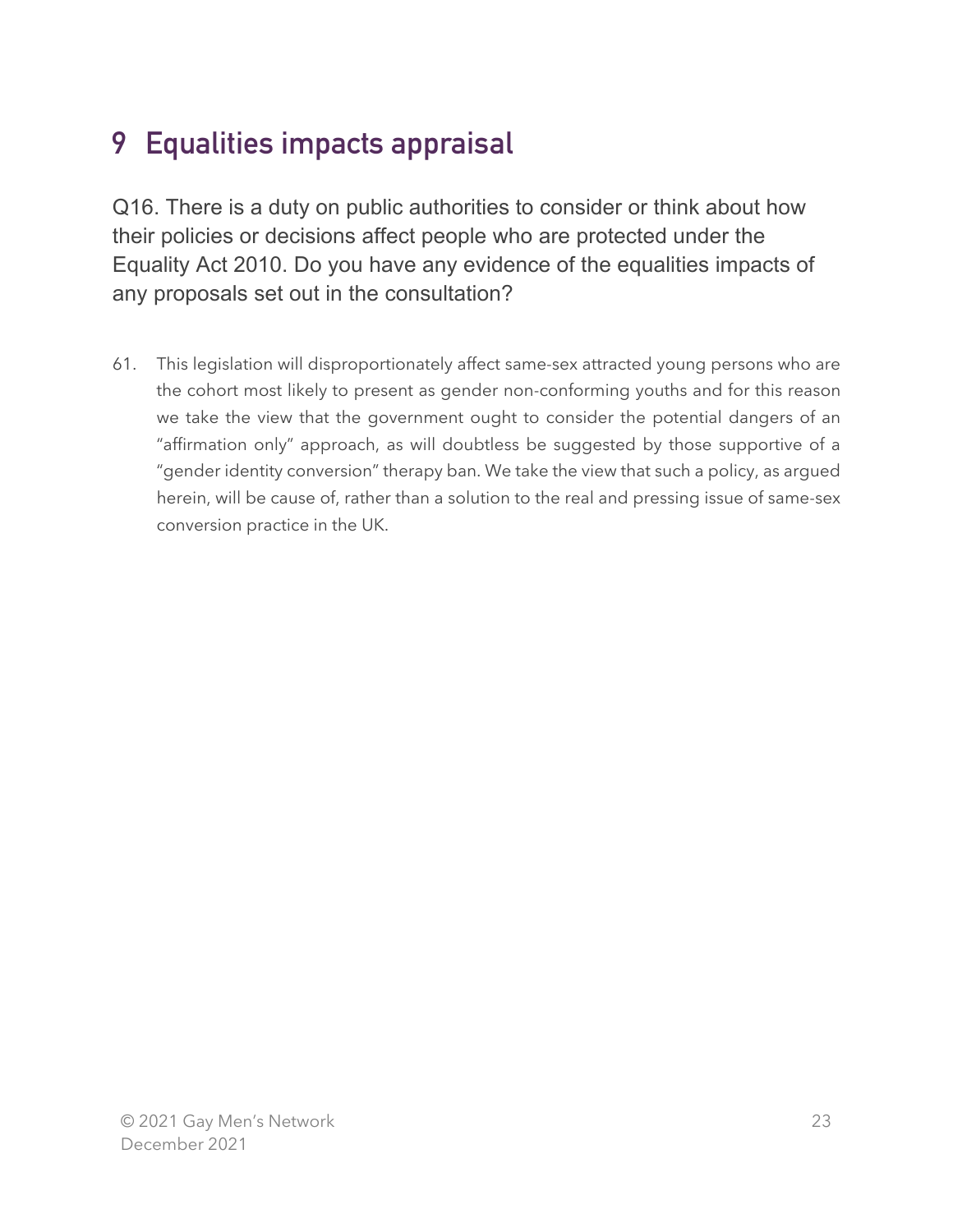# 9 Equalities impacts appraisal

Q16. There is a duty on public authorities to consider or think about how their policies or decisions affect people who are protected under the Equality Act 2010. Do you have any evidence of the equalities impacts of any proposals set out in the consultation?

61. This legislation will disproportionately affect same-sex attracted young persons who are the cohort most likely to present as gender non-conforming youths and for this reason we take the view that the government ought to consider the potential dangers of an "affirmation only" approach, as will doubtless be suggested by those supportive of a "gender identity conversion" therapy ban. We take the view that such a policy, as argued herein, will be cause of, rather than a solution to the real and pressing issue of same-sex conversion practice in the UK.